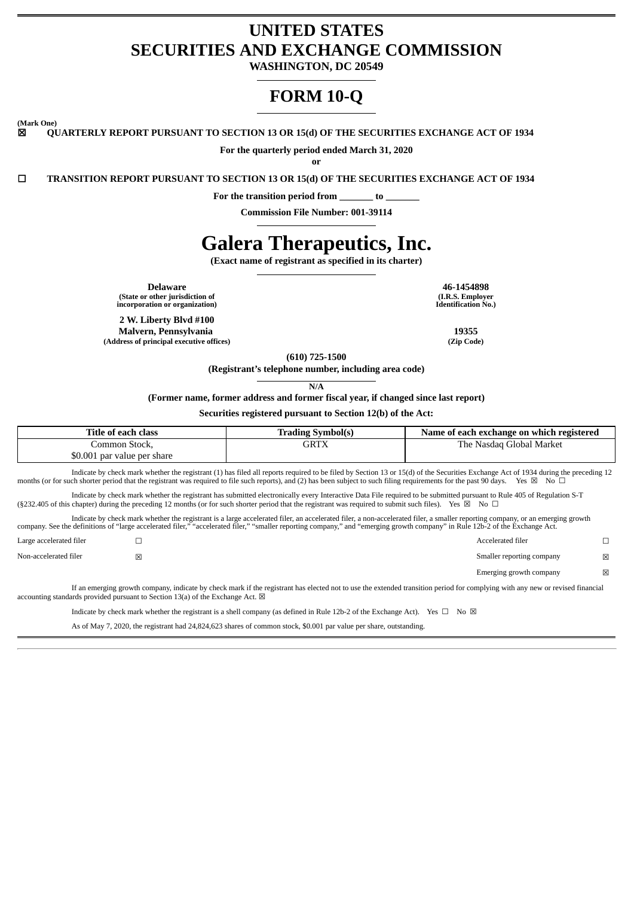# UNITED STATES
# SECURITIES AND EXCHANGE COMMISSION

**WASHINGTON, DC 20549**

# FORM 10-Q

**(Mark One)**

☒ **QUARTERLY REPORT PURSUANT TO SECTION 13 OR 15(d) OF THE SECURITIES EXCHANGE ACT OF 1934**

**For the quarterly period ended March 31, 2020**

**or**

☐ **TRANSITION REPORT PURSUANT TO SECTION 13 OR 15(d) OF THE SECURITIES EXCHANGE ACT OF 1934**

**For the transition period from _______ to _______**

**Commission File Number: 001-39114**

# Galera Therapeutics, Inc.

**(Exact name of registrant as specified in its charter)**

| | |
|---|---|
| **Delaware**<br>**(State or other jurisdiction of incorporation or organization)** | **46-1454898**<br>**(I.R.S. Employer Identification No.)** |
| **2 W. Liberty Blvd #100**<br>**Malvern, Pennsylvania**<br>**(Address of principal executive offices)** | **19355**<br>**(Zip Code)** |

**(610) 725-1500**

**(Registrant's telephone number, including area code)**

**N/A**

**(Former name, former address and former fiscal year, if changed since last report)**

**Securities registered pursuant to Section 12(b) of the Act:**

| Title of each class | Trading Symbol(s) | Name of each exchange on which registered |
|---|---|---|
| Common Stock, $0.001 par value per share | GRTX | The Nasdaq Global Market |

Indicate by check mark whether the registrant (1) has filed all reports required to be filed by Section 13 or 15(d) of the Securities Exchange Act of 1934 during the preceding 12 months (or for such shorter period that the registrant was required to file such reports), and (2) has been subject to such filing requirements for the past 90 days. Yes ☒ No ☐

Indicate by check mark whether the registrant has submitted electronically every Interactive Data File required to be submitted pursuant to Rule 405 of Regulation S-T (§232.405 of this chapter) during the preceding 12 months (or for such shorter period that the registrant was required to submit such files). Yes ☒ No ☐

Indicate by check mark whether the registrant is a large accelerated filer, an accelerated filer, a non-accelerated filer, a smaller reporting company, or an emerging growth company. See the definitions of "large accelerated filer," "accelerated filer," "smaller reporting company," and "emerging growth company" in Rule 12b-2 of the Exchange Act.

| | | | |
|---|---|---|---|
| Large accelerated filer | ☐ | Accelerated filer | ☐ |
| Non-accelerated filer | ☒ | Smaller reporting company | ☒ |
| | | Emerging growth company | ☒ |

If an emerging growth company, indicate by check mark if the registrant has elected not to use the extended transition period for complying with any new or revised financial accounting standards provided pursuant to Section 13(a) of the Exchange Act. ☒

Indicate by check mark whether the registrant is a shell company (as defined in Rule 12b-2 of the Exchange Act). Yes ☐ No ☒

As of May 7, 2020, the registrant had 24,824,623 shares of common stock, $0.001 par value per share, outstanding.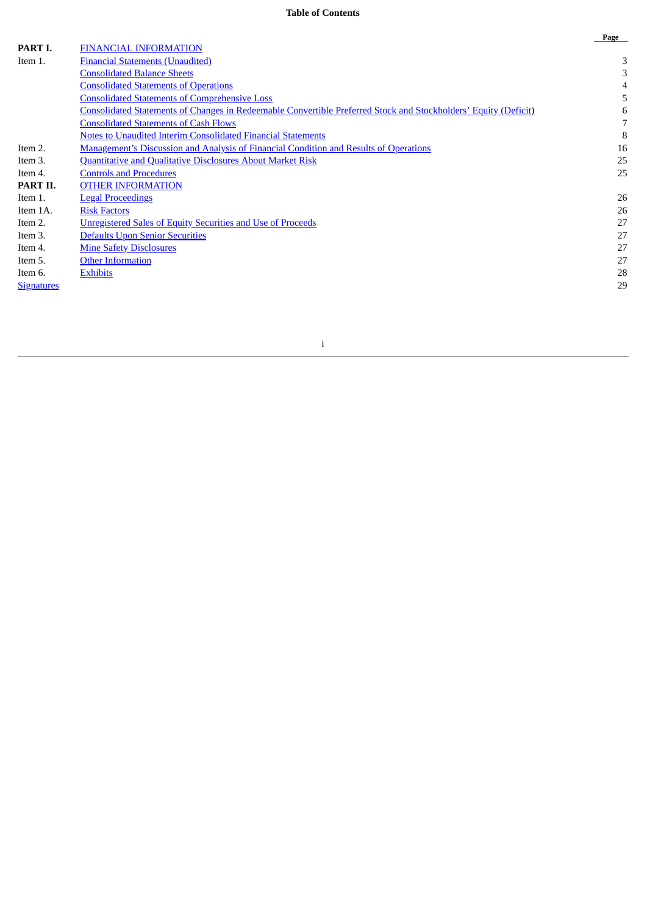**Table of Contents**

| | | Page |
|---|---|---|
| **PART I.** | FINANCIAL INFORMATION | |
| Item 1. | Financial Statements (Unaudited) | 3 |
| | Consolidated Balance Sheets | 3 |
| | Consolidated Statements of Operations | 4 |
| | Consolidated Statements of Comprehensive Loss | 5 |
| | Consolidated Statements of Changes in Redeemable Convertible Preferred Stock and Stockholders' Equity (Deficit) | 6 |
| | Consolidated Statements of Cash Flows | 7 |
| | Notes to Unaudited Interim Consolidated Financial Statements | 8 |
| Item 2. | Management's Discussion and Analysis of Financial Condition and Results of Operations | 16 |
| Item 3. | Quantitative and Qualitative Disclosures About Market Risk | 25 |
| Item 4. | Controls and Procedures | 25 |
| **PART II.** | OTHER INFORMATION | |
| Item 1. | Legal Proceedings | 26 |
| Item 1A. | Risk Factors | 26 |
| Item 2. | Unregistered Sales of Equity Securities and Use of Proceeds | 27 |
| Item 3. | Defaults Upon Senior Securities | 27 |
| Item 4. | Mine Safety Disclosures | 27 |
| Item 5. | Other Information | 27 |
| Item 6. | Exhibits | 28 |
| Signatures | | 29 |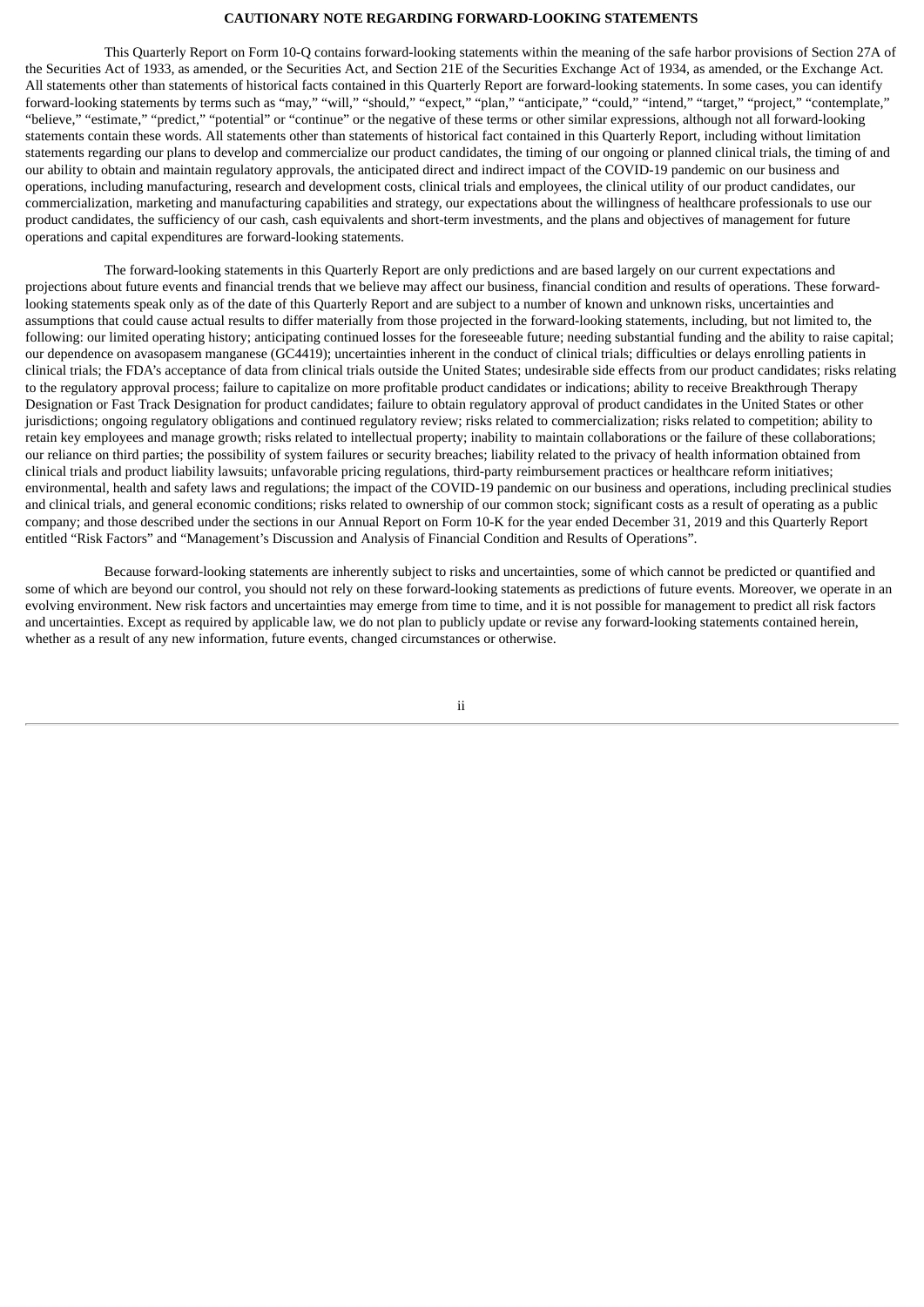## CAUTIONARY NOTE REGARDING FORWARD-LOOKING STATEMENTS

This Quarterly Report on Form 10-Q contains forward-looking statements within the meaning of the safe harbor provisions of Section 27A of the Securities Act of 1933, as amended, or the Securities Act, and Section 21E of the Securities Exchange Act of 1934, as amended, or the Exchange Act. All statements other than statements of historical facts contained in this Quarterly Report are forward-looking statements. In some cases, you can identify forward-looking statements by terms such as "may," "will," "should," "expect," "plan," "anticipate," "could," "intend," "target," "project," "contemplate," "believe," "estimate," "predict," "potential" or "continue" or the negative of these terms or other similar expressions, although not all forward-looking statements contain these words. All statements other than statements of historical fact contained in this Quarterly Report, including without limitation statements regarding our plans to develop and commercialize our product candidates, the timing of our ongoing or planned clinical trials, the timing of and our ability to obtain and maintain regulatory approvals, the anticipated direct and indirect impact of the COVID-19 pandemic on our business and operations, including manufacturing, research and development costs, clinical trials and employees, the clinical utility of our product candidates, our commercialization, marketing and manufacturing capabilities and strategy, our expectations about the willingness of healthcare professionals to use our product candidates, the sufficiency of our cash, cash equivalents and short-term investments, and the plans and objectives of management for future operations and capital expenditures are forward-looking statements.

The forward-looking statements in this Quarterly Report are only predictions and are based largely on our current expectations and projections about future events and financial trends that we believe may affect our business, financial condition and results of operations. These forward-looking statements speak only as of the date of this Quarterly Report and are subject to a number of known and unknown risks, uncertainties and assumptions that could cause actual results to differ materially from those projected in the forward-looking statements, including, but not limited to, the following: our limited operating history; anticipating continued losses for the foreseeable future; needing substantial funding and the ability to raise capital; our dependence on avasopasem manganese (GC4419); uncertainties inherent in the conduct of clinical trials; difficulties or delays enrolling patients in clinical trials; the FDA's acceptance of data from clinical trials outside the United States; undesirable side effects from our product candidates; risks relating to the regulatory approval process; failure to capitalize on more profitable product candidates or indications; ability to receive Breakthrough Therapy Designation or Fast Track Designation for product candidates; failure to obtain regulatory approval of product candidates in the United States or other jurisdictions; ongoing regulatory obligations and continued regulatory review; risks related to commercialization; risks related to competition; ability to retain key employees and manage growth; risks related to intellectual property; inability to maintain collaborations or the failure of these collaborations; our reliance on third parties; the possibility of system failures or security breaches; liability related to the privacy of health information obtained from clinical trials and product liability lawsuits; unfavorable pricing regulations, third-party reimbursement practices or healthcare reform initiatives; environmental, health and safety laws and regulations; the impact of the COVID-19 pandemic on our business and operations, including preclinical studies and clinical trials, and general economic conditions; risks related to ownership of our common stock; significant costs as a result of operating as a public company; and those described under the sections in our Annual Report on Form 10-K for the year ended December 31, 2019 and this Quarterly Report entitled "Risk Factors" and "Management's Discussion and Analysis of Financial Condition and Results of Operations".

Because forward-looking statements are inherently subject to risks and uncertainties, some of which cannot be predicted or quantified and some of which are beyond our control, you should not rely on these forward-looking statements as predictions of future events. Moreover, we operate in an evolving environment. New risk factors and uncertainties may emerge from time to time, and it is not possible for management to predict all risk factors and uncertainties. Except as required by applicable law, we do not plan to publicly update or revise any forward-looking statements contained herein, whether as a result of any new information, future events, changed circumstances or otherwise.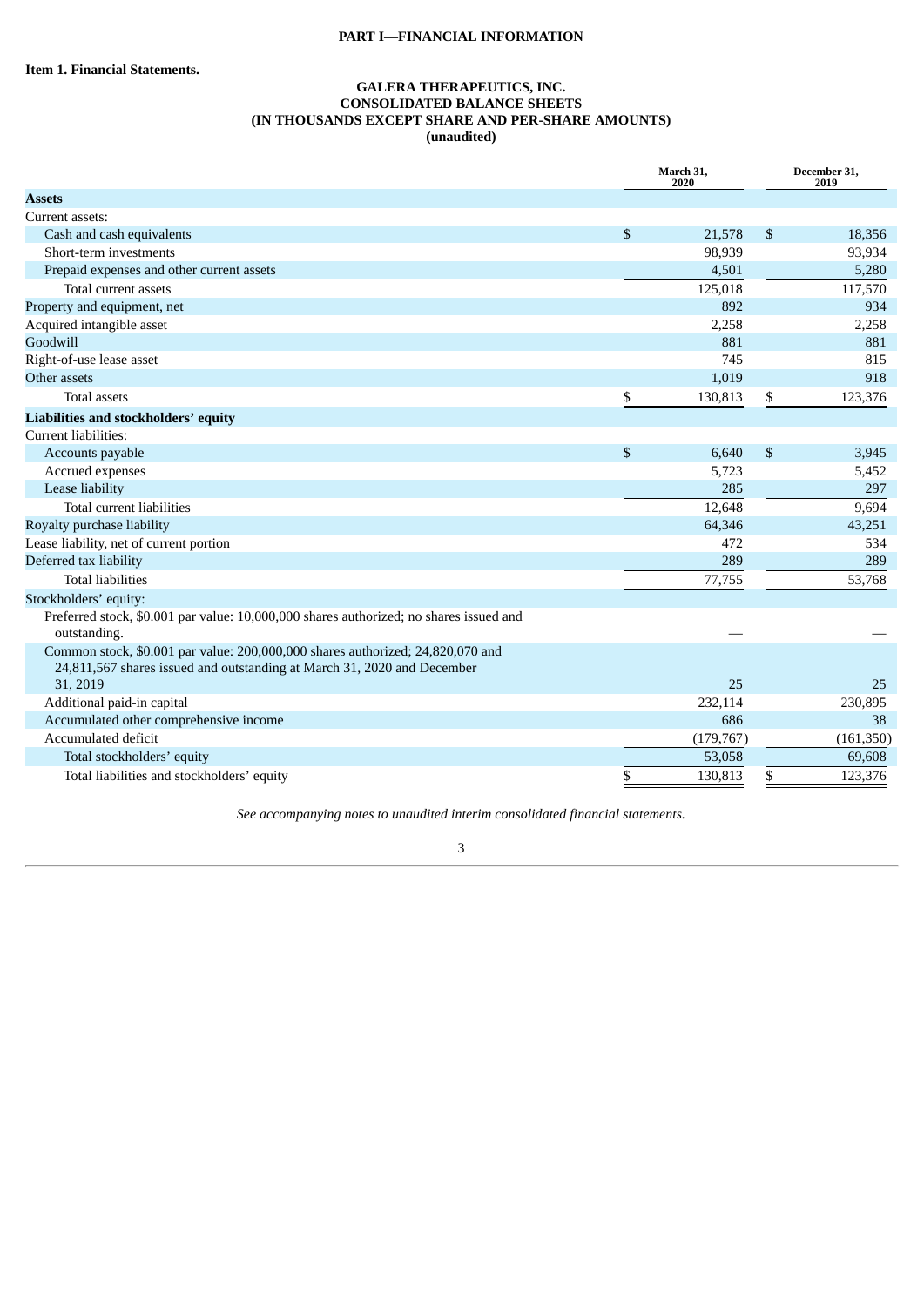**PART I—FINANCIAL INFORMATION**

**Item 1. Financial Statements.**

**GALERA THERAPEUTICS, INC.**
**CONSOLIDATED BALANCE SHEETS**
**(IN THOUSANDS EXCEPT SHARE AND PER-SHARE AMOUNTS)**
**(unaudited)**

| | March 31, 2020 | December 31, 2019 |
|---|---|---|
| **Assets** | | |
| Current assets: | | |
| Cash and cash equivalents | $ 21,578 | $ 18,356 |
| Short-term investments | 98,939 | 93,934 |
| Prepaid expenses and other current assets | 4,501 | 5,280 |
| Total current assets | 125,018 | 117,570 |
| Property and equipment, net | 892 | 934 |
| Acquired intangible asset | 2,258 | 2,258 |
| Goodwill | 881 | 881 |
| Right-of-use lease asset | 745 | 815 |
| Other assets | 1,019 | 918 |
| Total assets | $ 130,813 | $ 123,376 |
| **Liabilities and stockholders' equity** | | |
| Current liabilities: | | |
| Accounts payable | $ 6,640 | $ 3,945 |
| Accrued expenses | 5,723 | 5,452 |
| Lease liability | 285 | 297 |
| Total current liabilities | 12,648 | 9,694 |
| Royalty purchase liability | 64,346 | 43,251 |
| Lease liability, net of current portion | 472 | 534 |
| Deferred tax liability | 289 | 289 |
| Total liabilities | 77,755 | 53,768 |
| Stockholders' equity: | | |
| Preferred stock, $0.001 par value: 10,000,000 shares authorized; no shares issued and outstanding. | — | — |
| Common stock, $0.001 par value: 200,000,000 shares authorized; 24,820,070 and 24,811,567 shares issued and outstanding at March 31, 2020 and December 31, 2019 | 25 | 25 |
| Additional paid-in capital | 232,114 | 230,895 |
| Accumulated other comprehensive income | 686 | 38 |
| Accumulated deficit | (179,767) | (161,350) |
| Total stockholders' equity | 53,058 | 69,608 |
| Total liabilities and stockholders' equity | $ 130,813 | $ 123,376 |

*See accompanying notes to unaudited interim consolidated financial statements.*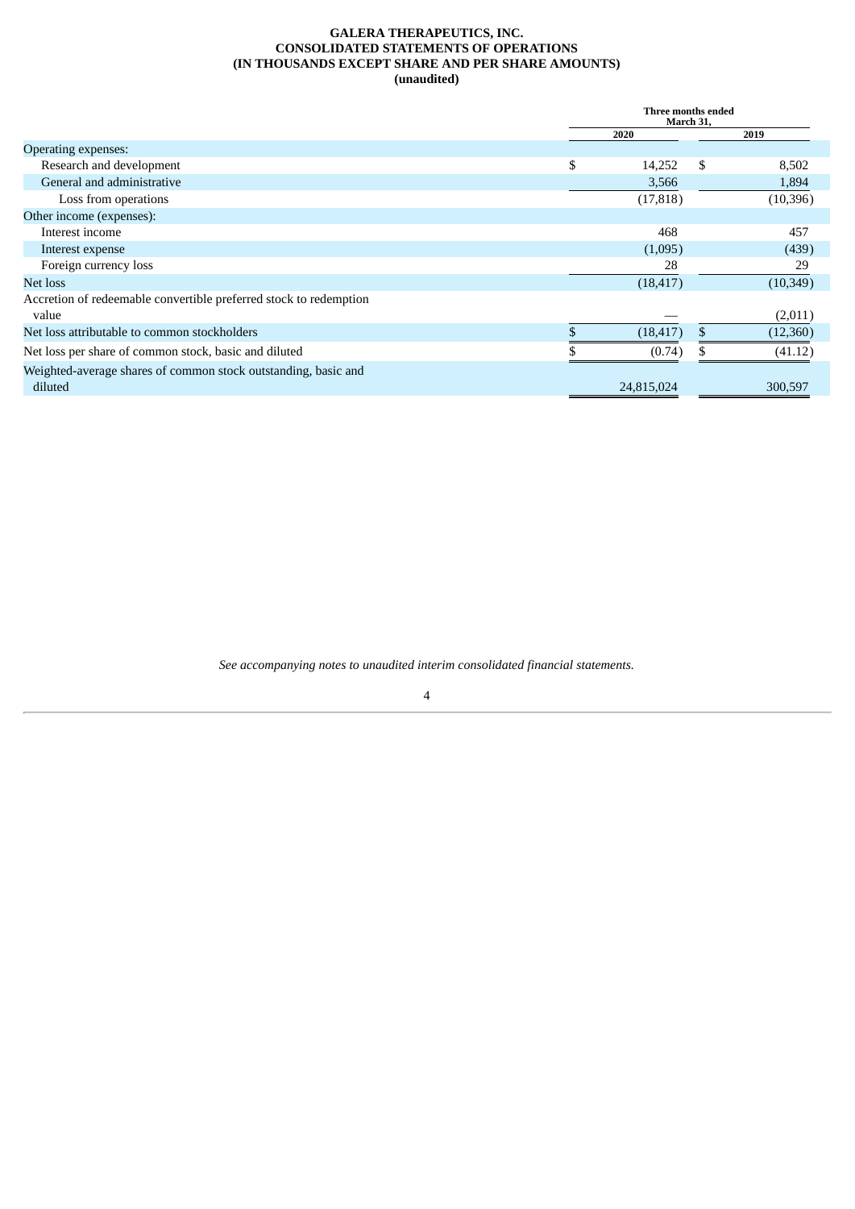**GALERA THERAPEUTICS, INC.**
**CONSOLIDATED STATEMENTS OF OPERATIONS**
**(IN THOUSANDS EXCEPT SHARE AND PER SHARE AMOUNTS)**
**(unaudited)**

| | Three months ended March 31, | |
|---|---|---|
| | 2020 | 2019 |
| Operating expenses: | | |
| Research and development | $ 14,252 | $ 8,502 |
| General and administrative | 3,566 | 1,894 |
| Loss from operations | (17,818) | (10,396) |
| Other income (expenses): | | |
| Interest income | 468 | 457 |
| Interest expense | (1,095) | (439) |
| Foreign currency loss | 28 | 29 |
| Net loss | (18,417) | (10,349) |
| Accretion of redeemable convertible preferred stock to redemption value | — | (2,011) |
| Net loss attributable to common stockholders | $ (18,417) | $ (12,360) |
| Net loss per share of common stock, basic and diluted | $ (0.74) | $ (41.12) |
| Weighted-average shares of common stock outstanding, basic and diluted | 24,815,024 | 300,597 |

*See accompanying notes to unaudited interim consolidated financial statements.*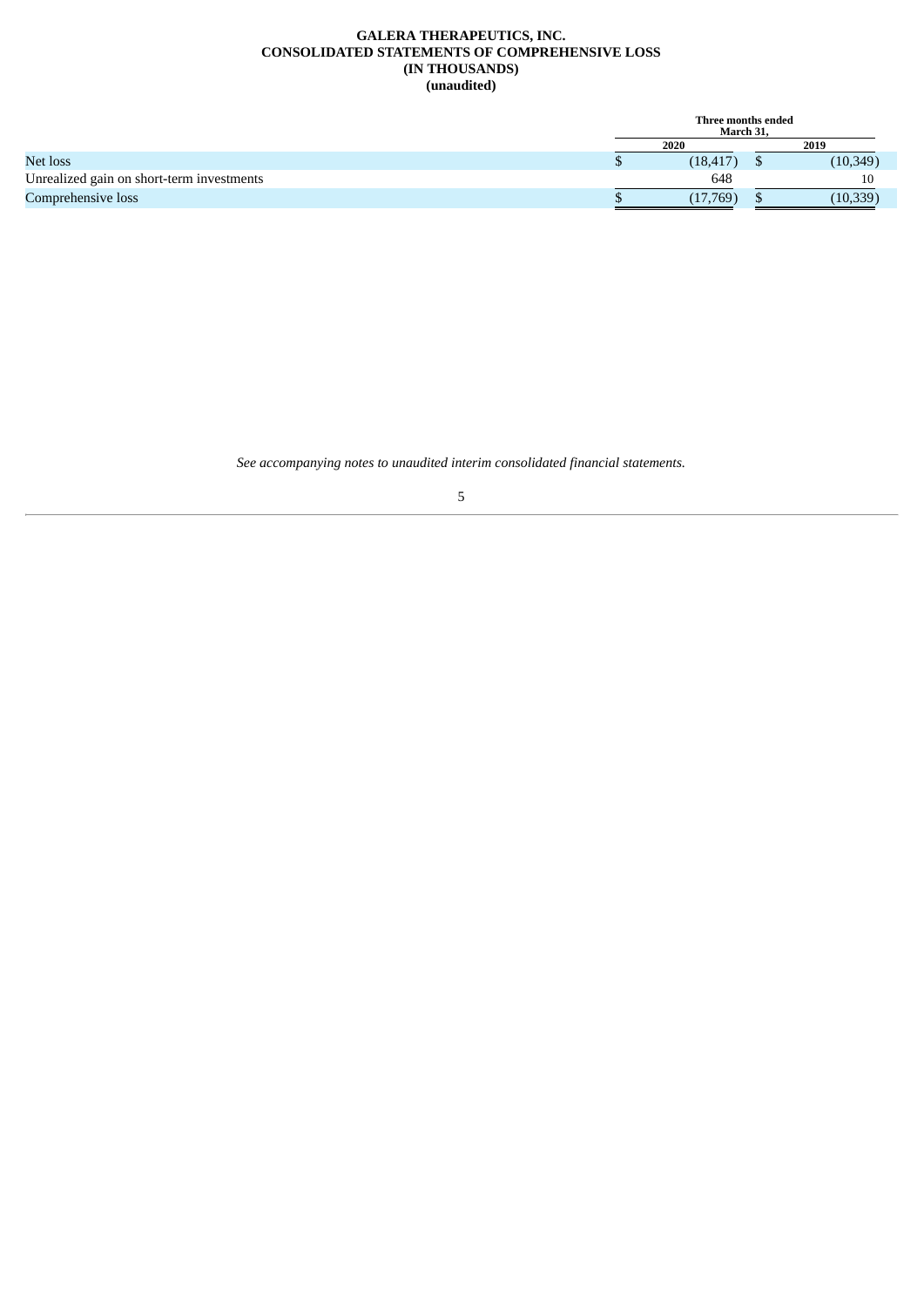**GALERA THERAPEUTICS, INC.**
**CONSOLIDATED STATEMENTS OF COMPREHENSIVE LOSS**
**(IN THOUSANDS)**
**(unaudited)**

| | Three months ended March 31, | |
|---|---|---|
| | 2020 | 2019 |
| Net loss | $ (18,417) | $ (10,349) |
| Unrealized gain on short-term investments | 648 | 10 |
| Comprehensive loss | $ (17,769) | $ (10,339) |

*See accompanying notes to unaudited interim consolidated financial statements.*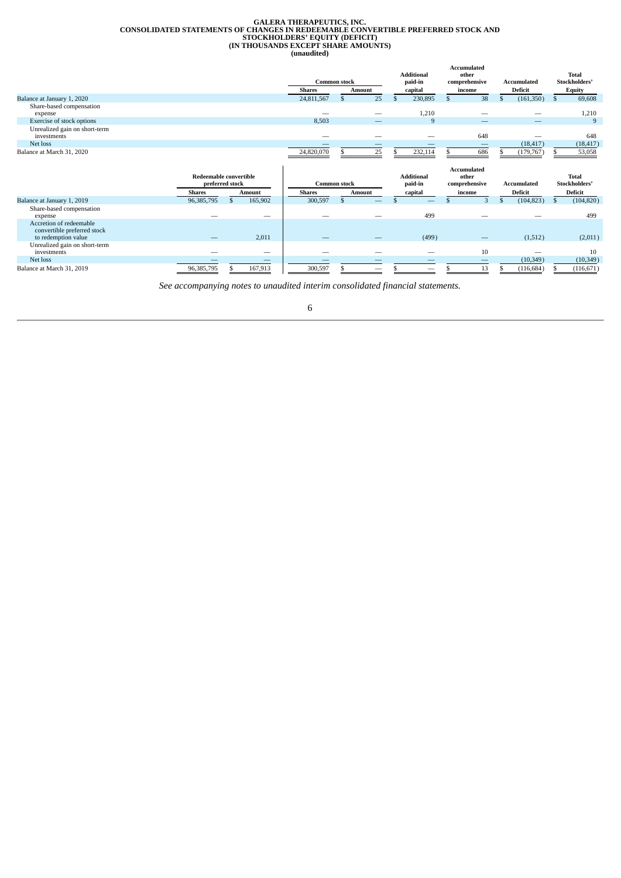# GALERA THERAPEUTICS, INC.
## CONSOLIDATED STATEMENTS OF CHANGES IN REDEEMABLE CONVERTIBLE PREFERRED STOCK AND STOCKHOLDERS' EQUITY (DEFICIT)
### (IN THOUSANDS EXCEPT SHARE AMOUNTS)
### (unaudited)

| | Common stock | | Additional paid-in | Accumulated other comprehensive | Accumulated | Total Stockholders' |
|---|---|---|---|---|---|---|
| | Shares | Amount | capital | income | Deficit | Equity |
| Balance at January 1, 2020 | 24,811,567 | $ 25 | $ 230,895 | $ 38 | $ (161,350) | $ 69,608 |
| Share-based compensation expense | — | — | 1,210 | — | — | 1,210 |
| Exercise of stock options | 8,503 | — | 9 | — | — | 9 |
| Unrealized gain on short-term investments | — | — | — | 648 | — | 648 |
| Net loss | — | — | — | — | (18,417) | (18,417) |
| Balance at March 31, 2020 | 24,820,070 | $ 25 | $ 232,114 | $ 686 | $ (179,767) | $ 53,058 |

| | Redeemable convertible preferred stock | | Common stock | | Additional paid-in | Accumulated other comprehensive | Accumulated | Total Stockholders' |
|---|---|---|---|---|---|---|---|---|
| | Shares | Amount | Shares | Amount | capital | income | Deficit | Deficit |
| Balance at January 1, 2019 | 96,385,795 | $ 165,902 | 300,597 | $ — | $ — | $ 3 | $ (104,823) | $ (104,820) |
| Share-based compensation expense | — | — | — | — | 499 | — | — | 499 |
| Accretion of redeemable convertible preferred stock to redemption value | — | 2,011 | — | — | (499) | — | (1,512) | (2,011) |
| Unrealized gain on short-term investments | — | — | — | — | — | 10 | — | 10 |
| Net loss | — | — | — | — | — | — | (10,349) | (10,349) |
| Balance at March 31, 2019 | 96,385,795 | $ 167,913 | 300,597 | $ — | $ — | $ 13 | $ (116,684) | $ (116,671) |

*See accompanying notes to unaudited interim consolidated financial statements.*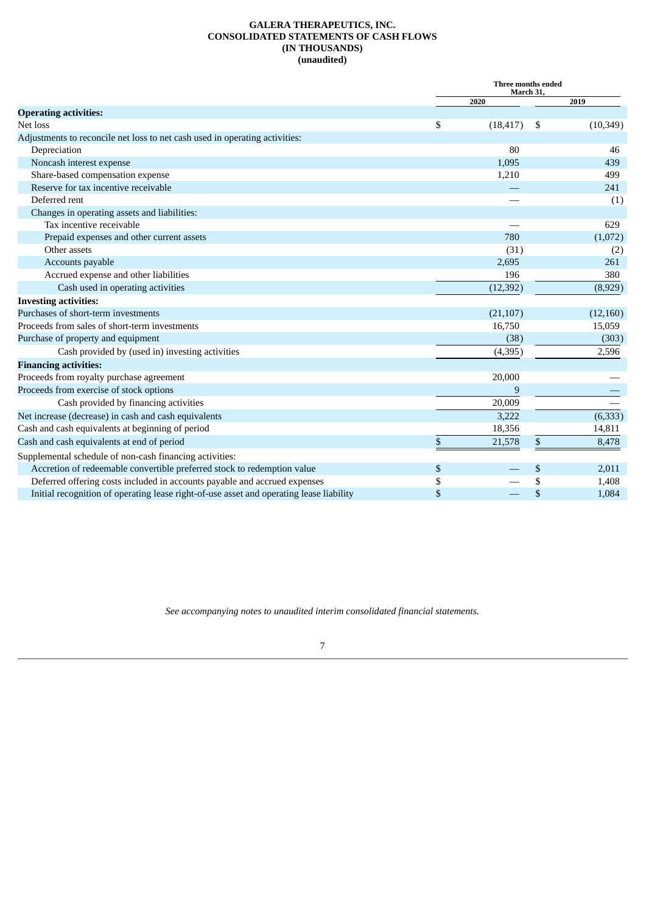# GALERA THERAPEUTICS, INC.
## CONSOLIDATED STATEMENTS OF CASH FLOWS
## (IN THOUSANDS)
## (unaudited)

| | Three months ended March 31, | |
|---|---|---|
| | 2020 | 2019 |
| **Operating activities:** | | |
| Net loss | $ (18,417) | $ (10,349) |
| Adjustments to reconcile net loss to net cash used in operating activities: | | |
| Depreciation | 80 | 46 |
| Noncash interest expense | 1,095 | 439 |
| Share-based compensation expense | 1,210 | 499 |
| Reserve for tax incentive receivable | — | 241 |
| Deferred rent | — | (1) |
| Changes in operating assets and liabilities: | | |
| Tax incentive receivable | — | 629 |
| Prepaid expenses and other current assets | 780 | (1,072) |
| Other assets | (31) | (2) |
| Accounts payable | 2,695 | 261 |
| Accrued expense and other liabilities | 196 | 380 |
| Cash used in operating activities | (12,392) | (8,929) |
| **Investing activities:** | | |
| Purchases of short-term investments | (21,107) | (12,160) |
| Proceeds from sales of short-term investments | 16,750 | 15,059 |
| Purchase of property and equipment | (38) | (303) |
| Cash provided by (used in) investing activities | (4,395) | 2,596 |
| **Financing activities:** | | |
| Proceeds from royalty purchase agreement | 20,000 | — |
| Proceeds from exercise of stock options | 9 | — |
| Cash provided by financing activities | 20,009 | — |
| Net increase (decrease) in cash and cash equivalents | 3,222 | (6,333) |
| Cash and cash equivalents at beginning of period | 18,356 | 14,811 |
| Cash and cash equivalents at end of period | $ 21,578 | $ 8,478 |
| Supplemental schedule of non-cash financing activities: | | |
| Accretion of redeemable convertible preferred stock to redemption value | $ — | $ 2,011 |
| Deferred offering costs included in accounts payable and accrued expenses | $ — | $ 1,408 |
| Initial recognition of operating lease right-of-use asset and operating lease liability | $ — | $ 1,084 |

*See accompanying notes to unaudited interim consolidated financial statements.*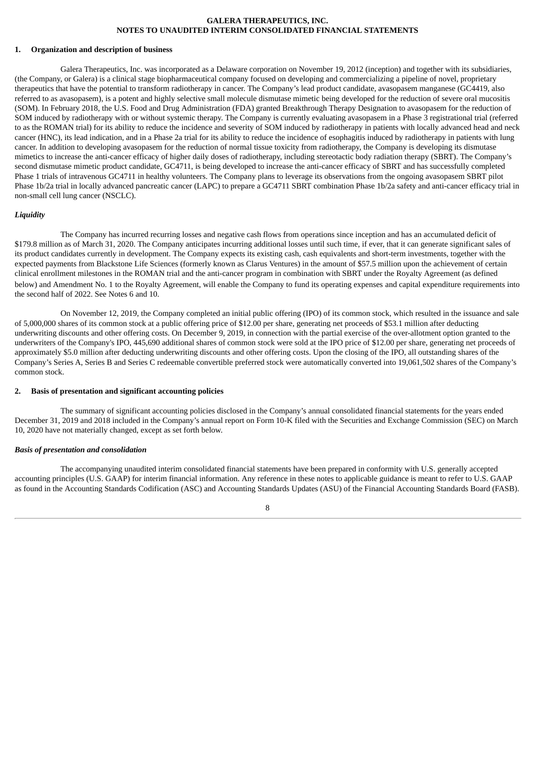**GALERA THERAPEUTICS, INC.**
**NOTES TO UNAUDITED INTERIM CONSOLIDATED FINANCIAL STATEMENTS**

## 1. Organization and description of business

Galera Therapeutics, Inc. was incorporated as a Delaware corporation on November 19, 2012 (inception) and together with its subsidiaries, (the Company, or Galera) is a clinical stage biopharmaceutical company focused on developing and commercializing a pipeline of novel, proprietary therapeutics that have the potential to transform radiotherapy in cancer. The Company's lead product candidate, avasopasem manganese (GC4419, also referred to as avasopasem), is a potent and highly selective small molecule dismutase mimetic being developed for the reduction of severe oral mucositis (SOM). In February 2018, the U.S. Food and Drug Administration (FDA) granted Breakthrough Therapy Designation to avasopasem for the reduction of SOM induced by radiotherapy with or without systemic therapy. The Company is currently evaluating avasopasem in a Phase 3 registrational trial (referred to as the ROMAN trial) for its ability to reduce the incidence and severity of SOM induced by radiotherapy in patients with locally advanced head and neck cancer (HNC), its lead indication, and in a Phase 2a trial for its ability to reduce the incidence of esophagitis induced by radiotherapy in patients with lung cancer. In addition to developing avasopasem for the reduction of normal tissue toxicity from radiotherapy, the Company is developing its dismutase mimetics to increase the anti-cancer efficacy of higher daily doses of radiotherapy, including stereotactic body radiation therapy (SBRT). The Company's second dismutase mimetic product candidate, GC4711, is being developed to increase the anti-cancer efficacy of SBRT and has successfully completed Phase 1 trials of intravenous GC4711 in healthy volunteers. The Company plans to leverage its observations from the ongoing avasopasem SBRT pilot Phase 1b/2a trial in locally advanced pancreatic cancer (LAPC) to prepare a GC4711 SBRT combination Phase 1b/2a safety and anti-cancer efficacy trial in non-small cell lung cancer (NSCLC).

### *Liquidity*

The Company has incurred recurring losses and negative cash flows from operations since inception and has an accumulated deficit of $179.8 million as of March 31, 2020. The Company anticipates incurring additional losses until such time, if ever, that it can generate significant sales of its product candidates currently in development. The Company expects its existing cash, cash equivalents and short-term investments, together with the expected payments from Blackstone Life Sciences (formerly known as Clarus Ventures) in the amount of $57.5 million upon the achievement of certain clinical enrollment milestones in the ROMAN trial and the anti-cancer program in combination with SBRT under the Royalty Agreement (as defined below) and Amendment No. 1 to the Royalty Agreement, will enable the Company to fund its operating expenses and capital expenditure requirements into the second half of 2022. See Notes 6 and 10.

On November 12, 2019, the Company completed an initial public offering (IPO) of its common stock, which resulted in the issuance and sale of 5,000,000 shares of its common stock at a public offering price of $12.00 per share, generating net proceeds of $53.1 million after deducting underwriting discounts and other offering costs. On December 9, 2019, in connection with the partial exercise of the over-allotment option granted to the underwriters of the Company's IPO, 445,690 additional shares of common stock were sold at the IPO price of $12.00 per share, generating net proceeds of approximately $5.0 million after deducting underwriting discounts and other offering costs. Upon the closing of the IPO, all outstanding shares of the Company's Series A, Series B and Series C redeemable convertible preferred stock were automatically converted into 19,061,502 shares of the Company's common stock.

## 2. Basis of presentation and significant accounting policies

The summary of significant accounting policies disclosed in the Company's annual consolidated financial statements for the years ended December 31, 2019 and 2018 included in the Company's annual report on Form 10-K filed with the Securities and Exchange Commission (SEC) on March 10, 2020 have not materially changed, except as set forth below.

### *Basis of presentation and consolidation*

The accompanying unaudited interim consolidated financial statements have been prepared in conformity with U.S. generally accepted accounting principles (U.S. GAAP) for interim financial information. Any reference in these notes to applicable guidance is meant to refer to U.S. GAAP as found in the Accounting Standards Codification (ASC) and Accounting Standards Updates (ASU) of the Financial Accounting Standards Board (FASB).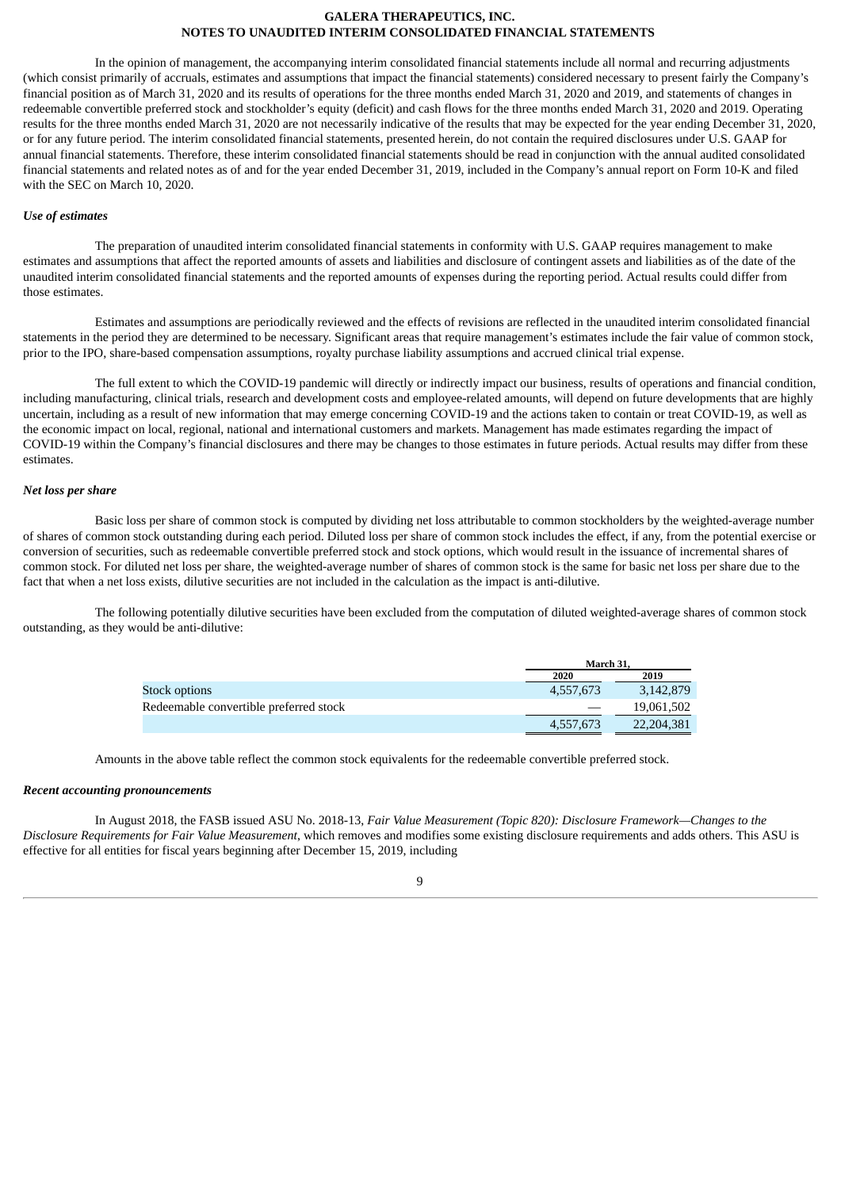In the opinion of management, the accompanying interim consolidated financial statements include all normal and recurring adjustments (which consist primarily of accruals, estimates and assumptions that impact the financial statements) considered necessary to present fairly the Company's financial position as of March 31, 2020 and its results of operations for the three months ended March 31, 2020 and 2019, and statements of changes in redeemable convertible preferred stock and stockholder's equity (deficit) and cash flows for the three months ended March 31, 2020 and 2019. Operating results for the three months ended March 31, 2020 are not necessarily indicative of the results that may be expected for the year ending December 31, 2020, or for any future period. The interim consolidated financial statements, presented herein, do not contain the required disclosures under U.S. GAAP for annual financial statements. Therefore, these interim consolidated financial statements should be read in conjunction with the annual audited consolidated financial statements and related notes as of and for the year ended December 31, 2019, included in the Company's annual report on Form 10-K and filed with the SEC on March 10, 2020.

***Use of estimates***

The preparation of unaudited interim consolidated financial statements in conformity with U.S. GAAP requires management to make estimates and assumptions that affect the reported amounts of assets and liabilities and disclosure of contingent assets and liabilities as of the date of the unaudited interim consolidated financial statements and the reported amounts of expenses during the reporting period. Actual results could differ from those estimates.

Estimates and assumptions are periodically reviewed and the effects of revisions are reflected in the unaudited interim consolidated financial statements in the period they are determined to be necessary. Significant areas that require management's estimates include the fair value of common stock, prior to the IPO, share-based compensation assumptions, royalty purchase liability assumptions and accrued clinical trial expense.

The full extent to which the COVID-19 pandemic will directly or indirectly impact our business, results of operations and financial condition, including manufacturing, clinical trials, research and development costs and employee-related amounts, will depend on future developments that are highly uncertain, including as a result of new information that may emerge concerning COVID-19 and the actions taken to contain or treat COVID-19, as well as the economic impact on local, regional, national and international customers and markets. Management has made estimates regarding the impact of COVID-19 within the Company's financial disclosures and there may be changes to those estimates in future periods. Actual results may differ from these estimates.

***Net loss per share***

Basic loss per share of common stock is computed by dividing net loss attributable to common stockholders by the weighted-average number of shares of common stock outstanding during each period. Diluted loss per share of common stock includes the effect, if any, from the potential exercise or conversion of securities, such as redeemable convertible preferred stock and stock options, which would result in the issuance of incremental shares of common stock. For diluted net loss per share, the weighted-average number of shares of common stock is the same for basic net loss per share due to the fact that when a net loss exists, dilutive securities are not included in the calculation as the impact is anti-dilutive.

The following potentially dilutive securities have been excluded from the computation of diluted weighted-average shares of common stock outstanding, as they would be anti-dilutive:

| | March 31, | |
|---|---|---|
| | 2020 | 2019 |
| Stock options | 4,557,673 | 3,142,879 |
| Redeemable convertible preferred stock | — | 19,061,502 |
| | 4,557,673 | 22,204,381 |

Amounts in the above table reflect the common stock equivalents for the redeemable convertible preferred stock.

***Recent accounting pronouncements***

In August 2018, the FASB issued ASU No. 2018-13, *Fair Value Measurement (Topic 820): Disclosure Framework—Changes to the Disclosure Requirements for Fair Value Measurement*, which removes and modifies some existing disclosure requirements and adds others. This ASU is effective for all entities for fiscal years beginning after December 15, 2019, including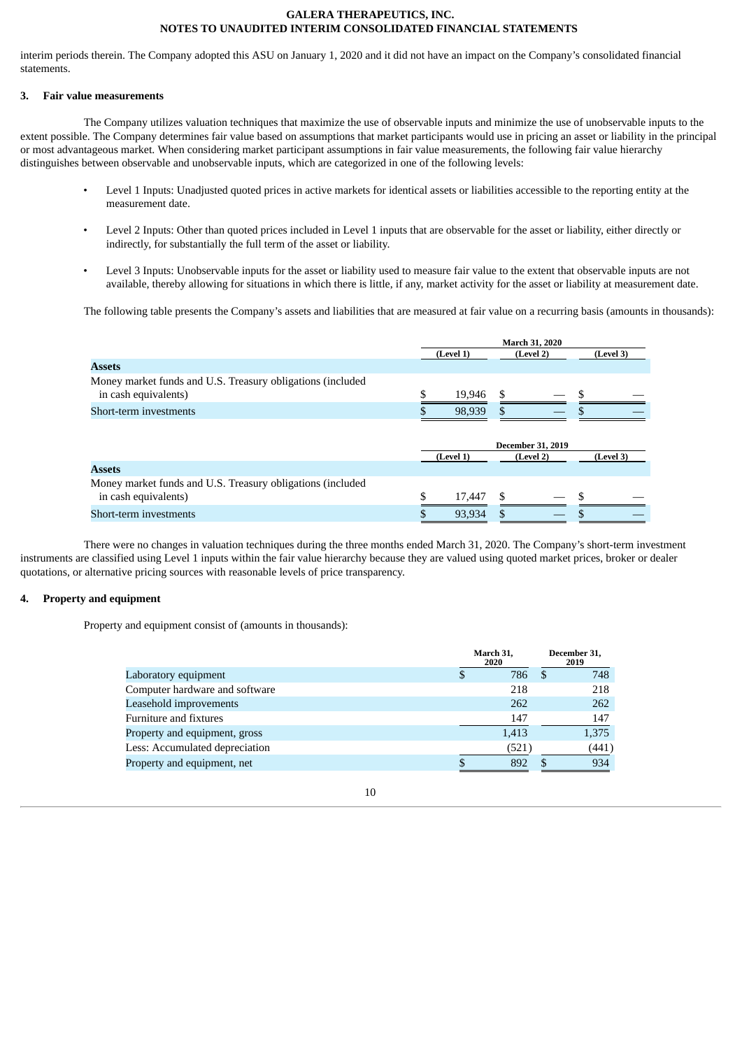interim periods therein. The Company adopted this ASU on January 1, 2020 and it did not have an impact on the Company's consolidated financial statements.

### 3. Fair value measurements

The Company utilizes valuation techniques that maximize the use of observable inputs and minimize the use of unobservable inputs to the extent possible. The Company determines fair value based on assumptions that market participants would use in pricing an asset or liability in the principal or most advantageous market. When considering market participant assumptions in fair value measurements, the following fair value hierarchy distinguishes between observable and unobservable inputs, which are categorized in one of the following levels:

- Level 1 Inputs: Unadjusted quoted prices in active markets for identical assets or liabilities accessible to the reporting entity at the measurement date.
- Level 2 Inputs: Other than quoted prices included in Level 1 inputs that are observable for the asset or liability, either directly or indirectly, for substantially the full term of the asset or liability.
- Level 3 Inputs: Unobservable inputs for the asset or liability used to measure fair value to the extent that observable inputs are not available, thereby allowing for situations in which there is little, if any, market activity for the asset or liability at measurement date.

The following table presents the Company's assets and liabilities that are measured at fair value on a recurring basis (amounts in thousands):

| | March 31, 2020 | | |
|---|---|---|---|
| | (Level 1) | (Level 2) | (Level 3) |
| **Assets** | | | |
| Money market funds and U.S. Treasury obligations (included in cash equivalents) | $ 19,946 | $ — | $ — |
| Short-term investments | $ 98,939 | $ — | $ — |

| | December 31, 2019 | | |
|---|---|---|---|
| | (Level 1) | (Level 2) | (Level 3) |
| **Assets** | | | |
| Money market funds and U.S. Treasury obligations (included in cash equivalents) | $ 17,447 | $ — | $ — |
| Short-term investments | $ 93,934 | $ — | $ — |

There were no changes in valuation techniques during the three months ended March 31, 2020. The Company's short-term investment instruments are classified using Level 1 inputs within the fair value hierarchy because they are valued using quoted market prices, broker or dealer quotations, or alternative pricing sources with reasonable levels of price transparency.

### 4. Property and equipment

Property and equipment consist of (amounts in thousands):

| | March 31, 2020 | December 31, 2019 |
|---|---|---|
| Laboratory equipment | $ 786 | $ 748 |
| Computer hardware and software | 218 | 218 |
| Leasehold improvements | 262 | 262 |
| Furniture and fixtures | 147 | 147 |
| Property and equipment, gross | 1,413 | 1,375 |
| Less: Accumulated depreciation | (521) | (441) |
| Property and equipment, net | $ 892 | $ 934 |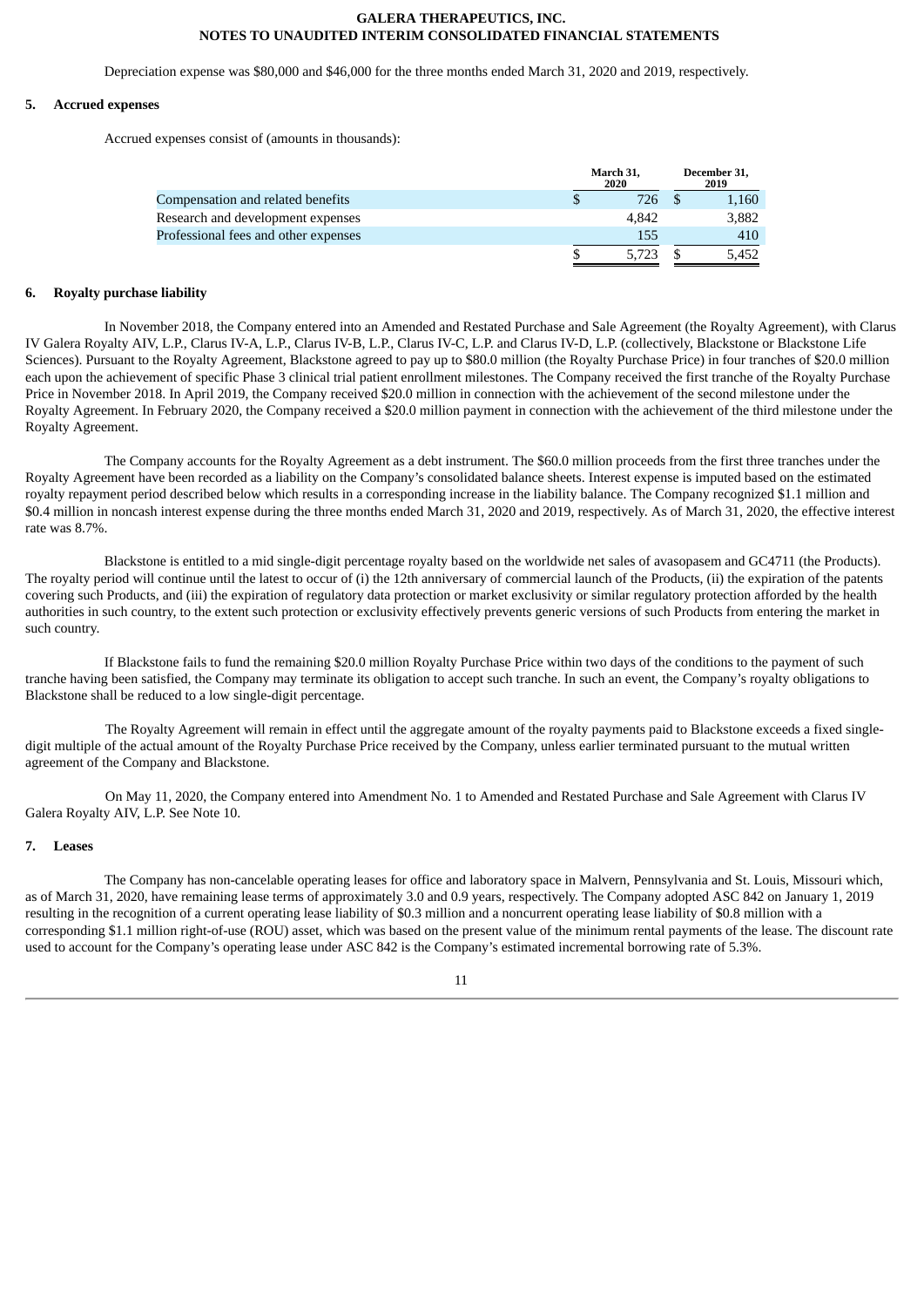Depreciation expense was $80,000 and $46,000 for the three months ended March 31, 2020 and 2019, respectively.

## 5. Accrued expenses

Accrued expenses consist of (amounts in thousands):

| | March 31, 2020 | December 31, 2019 |
|---|---|---|
| Compensation and related benefits | $ 726 | $ 1,160 |
| Research and development expenses | 4,842 | 3,882 |
| Professional fees and other expenses | 155 | 410 |
| | $ 5,723 | $ 5,452 |

## 6. Royalty purchase liability

In November 2018, the Company entered into an Amended and Restated Purchase and Sale Agreement (the Royalty Agreement), with Clarus IV Galera Royalty AIV, L.P., Clarus IV-A, L.P., Clarus IV-B, L.P., Clarus IV-C, L.P. and Clarus IV-D, L.P. (collectively, Blackstone or Blackstone Life Sciences). Pursuant to the Royalty Agreement, Blackstone agreed to pay up to $80.0 million (the Royalty Purchase Price) in four tranches of $20.0 million each upon the achievement of specific Phase 3 clinical trial patient enrollment milestones. The Company received the first tranche of the Royalty Purchase Price in November 2018. In April 2019, the Company received $20.0 million in connection with the achievement of the second milestone under the Royalty Agreement. In February 2020, the Company received a $20.0 million payment in connection with the achievement of the third milestone under the Royalty Agreement.

The Company accounts for the Royalty Agreement as a debt instrument. The $60.0 million proceeds from the first three tranches under the Royalty Agreement have been recorded as a liability on the Company's consolidated balance sheets. Interest expense is imputed based on the estimated royalty repayment period described below which results in a corresponding increase in the liability balance. The Company recognized $1.1 million and $0.4 million in noncash interest expense during the three months ended March 31, 2020 and 2019, respectively. As of March 31, 2020, the effective interest rate was 8.7%.

Blackstone is entitled to a mid single-digit percentage royalty based on the worldwide net sales of avasopasem and GC4711 (the Products). The royalty period will continue until the latest to occur of (i) the 12th anniversary of commercial launch of the Products, (ii) the expiration of the patents covering such Products, and (iii) the expiration of regulatory data protection or market exclusivity or similar regulatory protection afforded by the health authorities in such country, to the extent such protection or exclusivity effectively prevents generic versions of such Products from entering the market in such country.

If Blackstone fails to fund the remaining $20.0 million Royalty Purchase Price within two days of the conditions to the payment of such tranche having been satisfied, the Company may terminate its obligation to accept such tranche. In such an event, the Company's royalty obligations to Blackstone shall be reduced to a low single-digit percentage.

The Royalty Agreement will remain in effect until the aggregate amount of the royalty payments paid to Blackstone exceeds a fixed single-digit multiple of the actual amount of the Royalty Purchase Price received by the Company, unless earlier terminated pursuant to the mutual written agreement of the Company and Blackstone.

On May 11, 2020, the Company entered into Amendment No. 1 to Amended and Restated Purchase and Sale Agreement with Clarus IV Galera Royalty AIV, L.P. See Note 10.

## 7. Leases

The Company has non-cancelable operating leases for office and laboratory space in Malvern, Pennsylvania and St. Louis, Missouri which, as of March 31, 2020, have remaining lease terms of approximately 3.0 and 0.9 years, respectively. The Company adopted ASC 842 on January 1, 2019 resulting in the recognition of a current operating lease liability of $0.3 million and a noncurrent operating lease liability of $0.8 million with a corresponding $1.1 million right-of-use (ROU) asset, which was based on the present value of the minimum rental payments of the lease. The discount rate used to account for the Company's operating lease under ASC 842 is the Company's estimated incremental borrowing rate of 5.3%.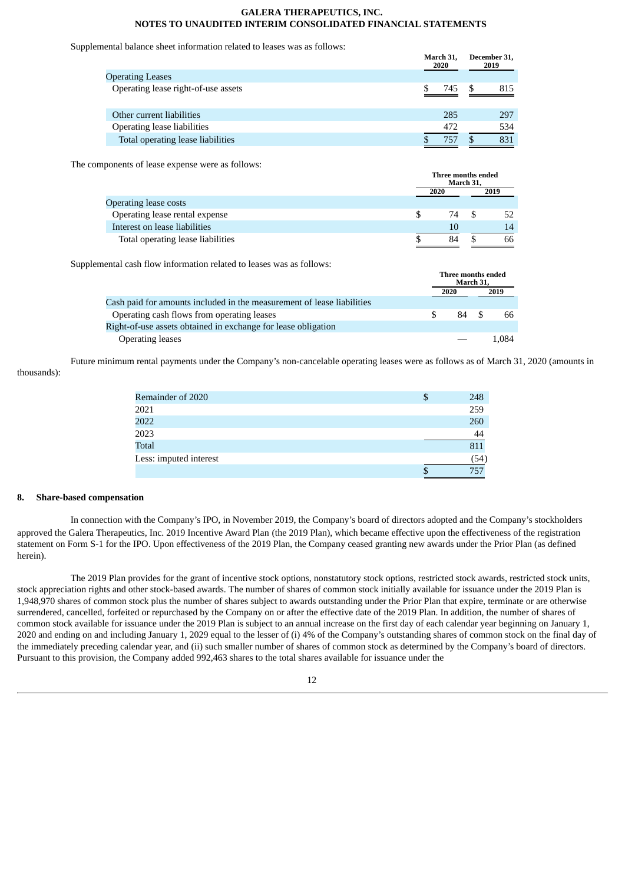Supplemental balance sheet information related to leases was as follows:

| | March 31, 2020 | December 31, 2019 |
|---|---|---|
| Operating Leases | | |
| Operating lease right-of-use assets | $ 745 | $ 815 |
| | | |
| Other current liabilities | 285 | 297 |
| Operating lease liabilities | 472 | 534 |
| Total operating lease liabilities | $ 757 | $ 831 |

The components of lease expense were as follows:

| | Three months ended March 31, | |
|---|---|---|
| | 2020 | 2019 |
| Operating lease costs | | |
| Operating lease rental expense | $ 74 | $ 52 |
| Interest on lease liabilities | 10 | 14 |
| Total operating lease liabilities | $ 84 | $ 66 |

Supplemental cash flow information related to leases was as follows:

| | Three months ended March 31, | |
|---|---|---|
| | 2020 | 2019 |
| Cash paid for amounts included in the measurement of lease liabilities | | |
| Operating cash flows from operating leases | $ 84 | $ 66 |
| Right-of-use assets obtained in exchange for lease obligation | | |
| Operating leases | — | 1,084 |

Future minimum rental payments under the Company's non-cancelable operating leases were as follows as of March 31, 2020 (amounts in thousands):

| | |
|---|---|
| Remainder of 2020 | $ 248 |
| 2021 | 259 |
| 2022 | 260 |
| 2023 | 44 |
| Total | 811 |
| Less: imputed interest | (54) |
| | $ 757 |

## 8. Share-based compensation

In connection with the Company's IPO, in November 2019, the Company's board of directors adopted and the Company's stockholders approved the Galera Therapeutics, Inc. 2019 Incentive Award Plan (the 2019 Plan), which became effective upon the effectiveness of the registration statement on Form S-1 for the IPO. Upon effectiveness of the 2019 Plan, the Company ceased granting new awards under the Prior Plan (as defined herein).

The 2019 Plan provides for the grant of incentive stock options, nonstatutory stock options, restricted stock awards, restricted stock units, stock appreciation rights and other stock-based awards. The number of shares of common stock initially available for issuance under the 2019 Plan is 1,948,970 shares of common stock plus the number of shares subject to awards outstanding under the Prior Plan that expire, terminate or are otherwise surrendered, cancelled, forfeited or repurchased by the Company on or after the effective date of the 2019 Plan. In addition, the number of shares of common stock available for issuance under the 2019 Plan is subject to an annual increase on the first day of each calendar year beginning on January 1, 2020 and ending on and including January 1, 2029 equal to the lesser of (i) 4% of the Company's outstanding shares of common stock on the final day of the immediately preceding calendar year, and (ii) such smaller number of shares of common stock as determined by the Company's board of directors. Pursuant to this provision, the Company added 992,463 shares to the total shares available for issuance under the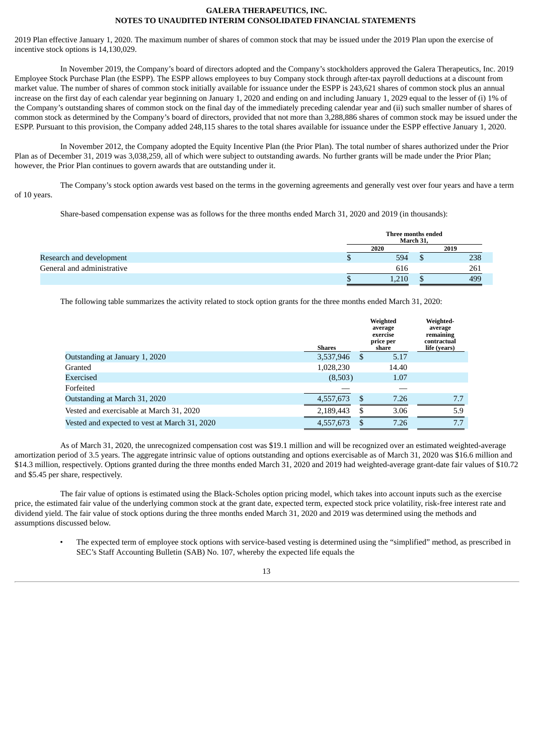2019 Plan effective January 1, 2020. The maximum number of shares of common stock that may be issued under the 2019 Plan upon the exercise of incentive stock options is 14,130,029.

In November 2019, the Company's board of directors adopted and the Company's stockholders approved the Galera Therapeutics, Inc. 2019 Employee Stock Purchase Plan (the ESPP). The ESPP allows employees to buy Company stock through after-tax payroll deductions at a discount from market value. The number of shares of common stock initially available for issuance under the ESPP is 243,621 shares of common stock plus an annual increase on the first day of each calendar year beginning on January 1, 2020 and ending on and including January 1, 2029 equal to the lesser of (i) 1% of the Company's outstanding shares of common stock on the final day of the immediately preceding calendar year and (ii) such smaller number of shares of common stock as determined by the Company's board of directors, provided that not more than 3,288,886 shares of common stock may be issued under the ESPP. Pursuant to this provision, the Company added 248,115 shares to the total shares available for issuance under the ESPP effective January 1, 2020.

In November 2012, the Company adopted the Equity Incentive Plan (the Prior Plan). The total number of shares authorized under the Prior Plan as of December 31, 2019 was 3,038,259, all of which were subject to outstanding awards. No further grants will be made under the Prior Plan; however, the Prior Plan continues to govern awards that are outstanding under it.

The Company's stock option awards vest based on the terms in the governing agreements and generally vest over four years and have a term of 10 years.

Share-based compensation expense was as follows for the three months ended March 31, 2020 and 2019 (in thousands):

| | Three months ended March 31, | |
|---|---|---|
| | 2020 | 2019 |
| Research and development | $ 594 | $ 238 |
| General and administrative | 616 | 261 |
| | $ 1,210 | $ 499 |

The following table summarizes the activity related to stock option grants for the three months ended March 31, 2020:

| | Shares | Weighted average exercise price per share | Weighted-average remaining contractual life (years) |
|---|---|---|---|
| Outstanding at January 1, 2020 | 3,537,946 | $ 5.17 | |
| Granted | 1,028,230 | 14.40 | |
| Exercised | (8,503) | 1.07 | |
| Forfeited | — | — | |
| Outstanding at March 31, 2020 | 4,557,673 | $ 7.26 | 7.7 |
| Vested and exercisable at March 31, 2020 | 2,189,443 | $ 3.06 | 5.9 |
| Vested and expected to vest at March 31, 2020 | 4,557,673 | $ 7.26 | 7.7 |

As of March 31, 2020, the unrecognized compensation cost was $19.1 million and will be recognized over an estimated weighted-average amortization period of 3.5 years. The aggregate intrinsic value of options outstanding and options exercisable as of March 31, 2020 was $16.6 million and $14.3 million, respectively. Options granted during the three months ended March 31, 2020 and 2019 had weighted-average grant-date fair values of $10.72 and $5.45 per share, respectively.

The fair value of options is estimated using the Black-Scholes option pricing model, which takes into account inputs such as the exercise price, the estimated fair value of the underlying common stock at the grant date, expected term, expected stock price volatility, risk-free interest rate and dividend yield. The fair value of stock options during the three months ended March 31, 2020 and 2019 was determined using the methods and assumptions discussed below.

- The expected term of employee stock options with service-based vesting is determined using the "simplified" method, as prescribed in SEC's Staff Accounting Bulletin (SAB) No. 107, whereby the expected life equals the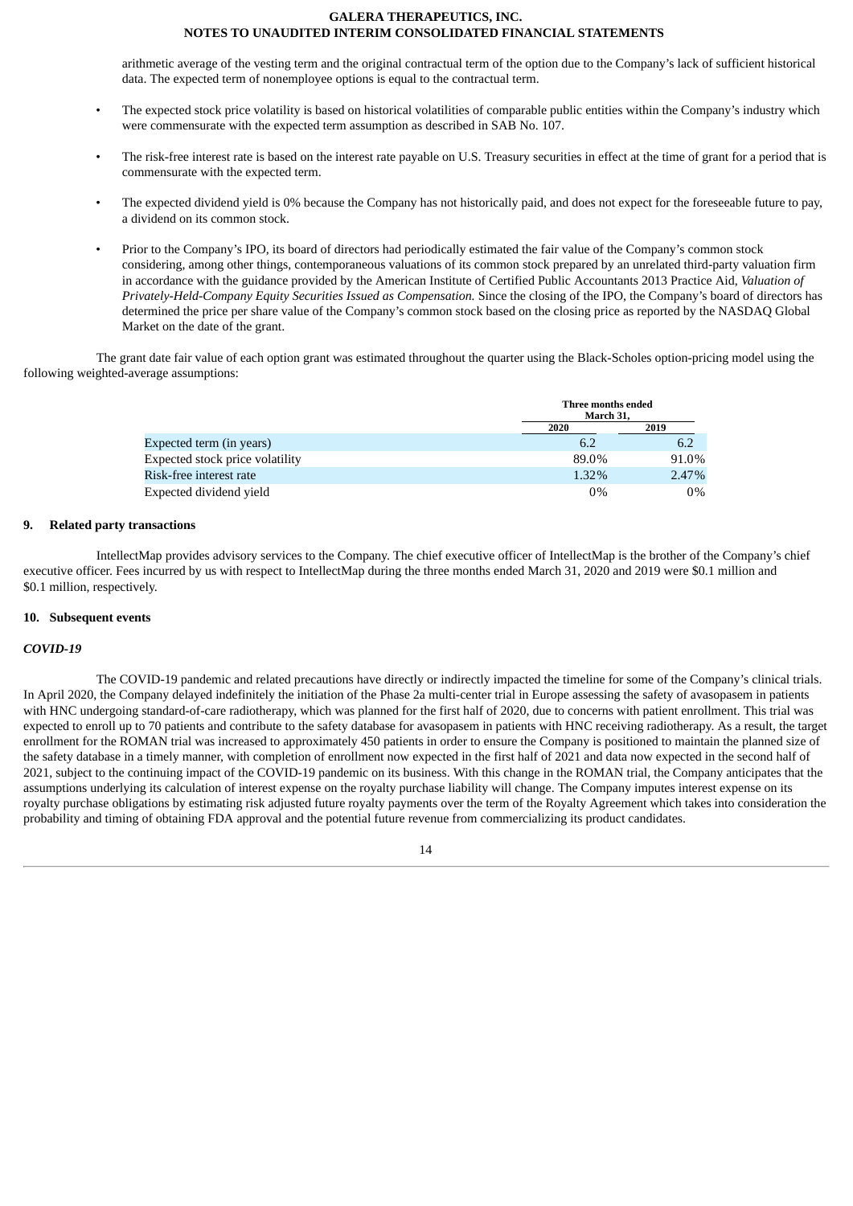arithmetic average of the vesting term and the original contractual term of the option due to the Company's lack of sufficient historical data. The expected term of nonemployee options is equal to the contractual term.

- The expected stock price volatility is based on historical volatilities of comparable public entities within the Company's industry which were commensurate with the expected term assumption as described in SAB No. 107.
- The risk-free interest rate is based on the interest rate payable on U.S. Treasury securities in effect at the time of grant for a period that is commensurate with the expected term.
- The expected dividend yield is 0% because the Company has not historically paid, and does not expect for the foreseeable future to pay, a dividend on its common stock.
- Prior to the Company's IPO, its board of directors had periodically estimated the fair value of the Company's common stock considering, among other things, contemporaneous valuations of its common stock prepared by an unrelated third-party valuation firm in accordance with the guidance provided by the American Institute of Certified Public Accountants 2013 Practice Aid, *Valuation of Privately-Held-Company Equity Securities Issued as Compensation.* Since the closing of the IPO, the Company's board of directors has determined the price per share value of the Company's common stock based on the closing price as reported by the NASDAQ Global Market on the date of the grant.

The grant date fair value of each option grant was estimated throughout the quarter using the Black-Scholes option-pricing model using the following weighted-average assumptions:

| | Three months ended March 31, | |
|---|---|---|
| | 2020 | 2019 |
| Expected term (in years) | 6.2 | 6.2 |
| Expected stock price volatility | 89.0% | 91.0% |
| Risk-free interest rate | 1.32% | 2.47% |
| Expected dividend yield | 0% | 0% |

## 9. Related party transactions

IntellectMap provides advisory services to the Company. The chief executive officer of IntellectMap is the brother of the Company's chief executive officer. Fees incurred by us with respect to IntellectMap during the three months ended March 31, 2020 and 2019 were $0.1 million and $0.1 million, respectively.

## 10. Subsequent events

### *COVID-19*

The COVID-19 pandemic and related precautions have directly or indirectly impacted the timeline for some of the Company's clinical trials. In April 2020, the Company delayed indefinitely the initiation of the Phase 2a multi-center trial in Europe assessing the safety of avasopasem in patients with HNC undergoing standard-of-care radiotherapy, which was planned for the first half of 2020, due to concerns with patient enrollment. This trial was expected to enroll up to 70 patients and contribute to the safety database for avasopasem in patients with HNC receiving radiotherapy. As a result, the target enrollment for the ROMAN trial was increased to approximately 450 patients in order to ensure the Company is positioned to maintain the planned size of the safety database in a timely manner, with completion of enrollment now expected in the first half of 2021 and data now expected in the second half of 2021, subject to the continuing impact of the COVID-19 pandemic on its business. With this change in the ROMAN trial, the Company anticipates that the assumptions underlying its calculation of interest expense on the royalty purchase liability will change. The Company imputes interest expense on its royalty purchase obligations by estimating risk adjusted future royalty payments over the term of the Royalty Agreement which takes into consideration the probability and timing of obtaining FDA approval and the potential future revenue from commercializing its product candidates.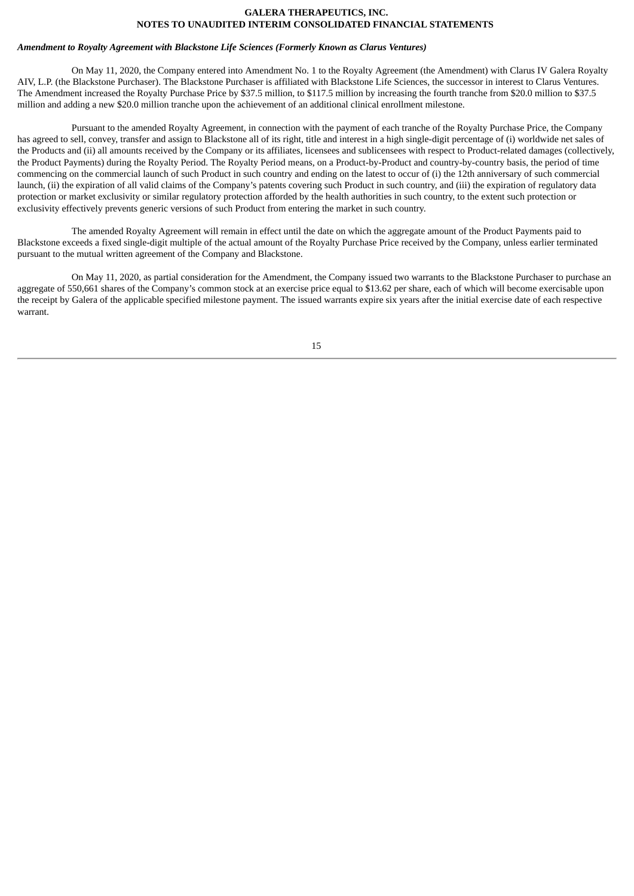***Amendment to Royalty Agreement with Blackstone Life Sciences (Formerly Known as Clarus Ventures)***

On May 11, 2020, the Company entered into Amendment No. 1 to the Royalty Agreement (the Amendment) with Clarus IV Galera Royalty AIV, L.P. (the Blackstone Purchaser). The Blackstone Purchaser is affiliated with Blackstone Life Sciences, the successor in interest to Clarus Ventures. The Amendment increased the Royalty Purchase Price by \$37.5 million, to \$117.5 million by increasing the fourth tranche from \$20.0 million to \$37.5 million and adding a new \$20.0 million tranche upon the achievement of an additional clinical enrollment milestone.

Pursuant to the amended Royalty Agreement, in connection with the payment of each tranche of the Royalty Purchase Price, the Company has agreed to sell, convey, transfer and assign to Blackstone all of its right, title and interest in a high single-digit percentage of (i) worldwide net sales of the Products and (ii) all amounts received by the Company or its affiliates, licensees and sublicensees with respect to Product-related damages (collectively, the Product Payments) during the Royalty Period. The Royalty Period means, on a Product-by-Product and country-by-country basis, the period of time commencing on the commercial launch of such Product in such country and ending on the latest to occur of (i) the 12th anniversary of such commercial launch, (ii) the expiration of all valid claims of the Company's patents covering such Product in such country, and (iii) the expiration of regulatory data protection or market exclusivity or similar regulatory protection afforded by the health authorities in such country, to the extent such protection or exclusivity effectively prevents generic versions of such Product from entering the market in such country.

The amended Royalty Agreement will remain in effect until the date on which the aggregate amount of the Product Payments paid to Blackstone exceeds a fixed single-digit multiple of the actual amount of the Royalty Purchase Price received by the Company, unless earlier terminated pursuant to the mutual written agreement of the Company and Blackstone.

On May 11, 2020, as partial consideration for the Amendment, the Company issued two warrants to the Blackstone Purchaser to purchase an aggregate of 550,661 shares of the Company's common stock at an exercise price equal to \$13.62 per share, each of which will become exercisable upon the receipt by Galera of the applicable specified milestone payment. The issued warrants expire six years after the initial exercise date of each respective warrant.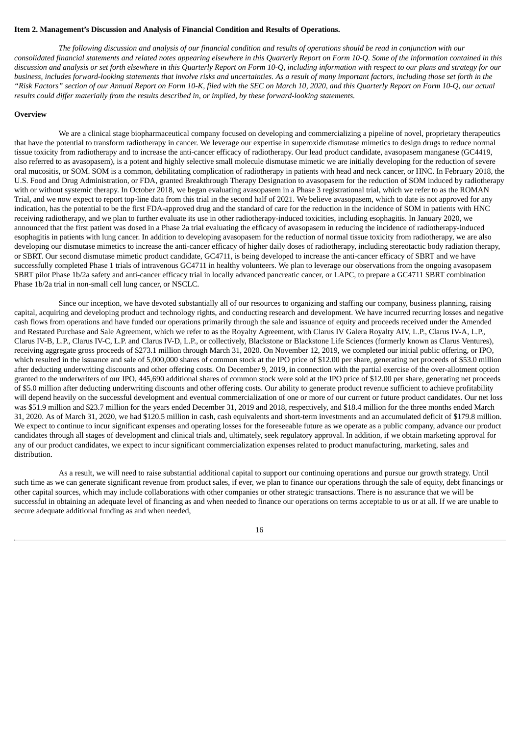**Item 2. Management's Discussion and Analysis of Financial Condition and Results of Operations.**

*The following discussion and analysis of our financial condition and results of operations should be read in conjunction with our consolidated financial statements and related notes appearing elsewhere in this Quarterly Report on Form 10-Q. Some of the information contained in this discussion and analysis or set forth elsewhere in this Quarterly Report on Form 10-Q, including information with respect to our plans and strategy for our business, includes forward-looking statements that involve risks and uncertainties. As a result of many important factors, including those set forth in the "Risk Factors" section of our Annual Report on Form 10-K, filed with the SEC on March 10, 2020, and this Quarterly Report on Form 10-Q, our actual results could differ materially from the results described in, or implied, by these forward-looking statements.*

**Overview**

We are a clinical stage biopharmaceutical company focused on developing and commercializing a pipeline of novel, proprietary therapeutics that have the potential to transform radiotherapy in cancer. We leverage our expertise in superoxide dismutase mimetics to design drugs to reduce normal tissue toxicity from radiotherapy and to increase the anti-cancer efficacy of radiotherapy. Our lead product candidate, avasopasem manganese (GC4419, also referred to as avasopasem), is a potent and highly selective small molecule dismutase mimetic we are initially developing for the reduction of severe oral mucositis, or SOM. SOM is a common, debilitating complication of radiotherapy in patients with head and neck cancer, or HNC. In February 2018, the U.S. Food and Drug Administration, or FDA, granted Breakthrough Therapy Designation to avasopasem for the reduction of SOM induced by radiotherapy with or without systemic therapy. In October 2018, we began evaluating avasopasem in a Phase 3 registrational trial, which we refer to as the ROMAN Trial, and we now expect to report top-line data from this trial in the second half of 2021. We believe avasopasem, which to date is not approved for any indication, has the potential to be the first FDA-approved drug and the standard of care for the reduction in the incidence of SOM in patients with HNC receiving radiotherapy, and we plan to further evaluate its use in other radiotherapy-induced toxicities, including esophagitis. In January 2020, we announced that the first patient was dosed in a Phase 2a trial evaluating the efficacy of avasopasem in reducing the incidence of radiotherapy-induced esophagitis in patients with lung cancer. In addition to developing avasopasem for the reduction of normal tissue toxicity from radiotherapy, we are also developing our dismutase mimetics to increase the anti-cancer efficacy of higher daily doses of radiotherapy, including stereotactic body radiation therapy, or SBRT. Our second dismutase mimetic product candidate, GC4711, is being developed to increase the anti-cancer efficacy of SBRT and we have successfully completed Phase 1 trials of intravenous GC4711 in healthy volunteers. We plan to leverage our observations from the ongoing avasopasem SBRT pilot Phase 1b/2a safety and anti-cancer efficacy trial in locally advanced pancreatic cancer, or LAPC, to prepare a GC4711 SBRT combination Phase 1b/2a trial in non-small cell lung cancer, or NSCLC.

Since our inception, we have devoted substantially all of our resources to organizing and staffing our company, business planning, raising capital, acquiring and developing product and technology rights, and conducting research and development. We have incurred recurring losses and negative cash flows from operations and have funded our operations primarily through the sale and issuance of equity and proceeds received under the Amended and Restated Purchase and Sale Agreement, which we refer to as the Royalty Agreement, with Clarus IV Galera Royalty AIV, L.P., Clarus IV-A, L.P., Clarus IV-B, L.P., Clarus IV-C, L.P. and Clarus IV-D, L.P., or collectively, Blackstone or Blackstone Life Sciences (formerly known as Clarus Ventures), receiving aggregate gross proceeds of $273.1 million through March 31, 2020. On November 12, 2019, we completed our initial public offering, or IPO, which resulted in the issuance and sale of 5,000,000 shares of common stock at the IPO price of $12.00 per share, generating net proceeds of $53.0 million after deducting underwriting discounts and other offering costs. On December 9, 2019, in connection with the partial exercise of the over-allotment option granted to the underwriters of our IPO, 445,690 additional shares of common stock were sold at the IPO price of $12.00 per share, generating net proceeds of $5.0 million after deducting underwriting discounts and other offering costs. Our ability to generate product revenue sufficient to achieve profitability will depend heavily on the successful development and eventual commercialization of one or more of our current or future product candidates. Our net loss was $51.9 million and $23.7 million for the years ended December 31, 2019 and 2018, respectively, and $18.4 million for the three months ended March 31, 2020. As of March 31, 2020, we had $120.5 million in cash, cash equivalents and short-term investments and an accumulated deficit of $179.8 million. We expect to continue to incur significant expenses and operating losses for the foreseeable future as we operate as a public company, advance our product candidates through all stages of development and clinical trials and, ultimately, seek regulatory approval. In addition, if we obtain marketing approval for any of our product candidates, we expect to incur significant commercialization expenses related to product manufacturing, marketing, sales and distribution.

As a result, we will need to raise substantial additional capital to support our continuing operations and pursue our growth strategy. Until such time as we can generate significant revenue from product sales, if ever, we plan to finance our operations through the sale of equity, debt financings or other capital sources, which may include collaborations with other companies or other strategic transactions. There is no assurance that we will be successful in obtaining an adequate level of financing as and when needed to finance our operations on terms acceptable to us or at all. If we are unable to secure adequate additional funding as and when needed,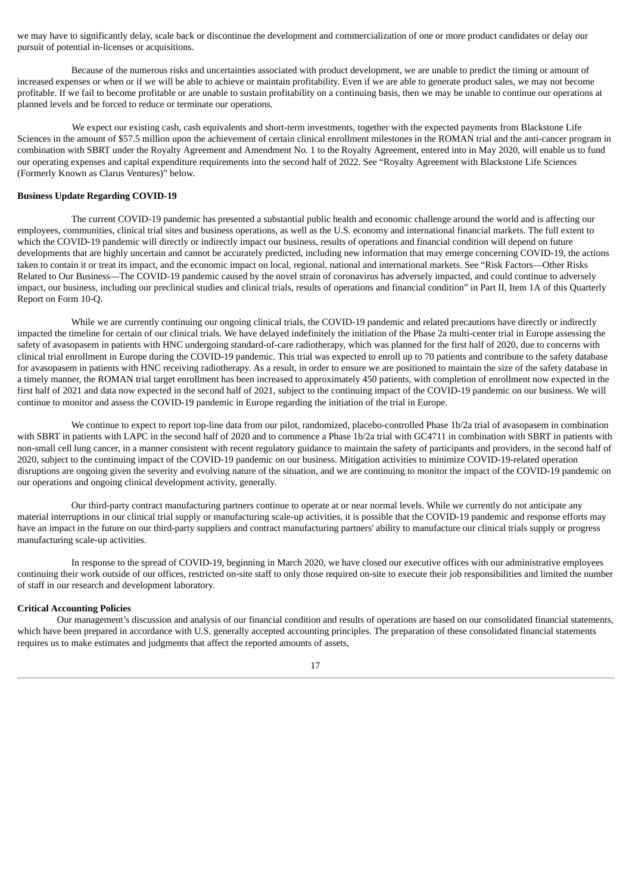we may have to significantly delay, scale back or discontinue the development and commercialization of one or more product candidates or delay our pursuit of potential in-licenses or acquisitions.

Because of the numerous risks and uncertainties associated with product development, we are unable to predict the timing or amount of increased expenses or when or if we will be able to achieve or maintain profitability. Even if we are able to generate product sales, we may not become profitable. If we fail to become profitable or are unable to sustain profitability on a continuing basis, then we may be unable to continue our operations at planned levels and be forced to reduce or terminate our operations.

We expect our existing cash, cash equivalents and short-term investments, together with the expected payments from Blackstone Life Sciences in the amount of $57.5 million upon the achievement of certain clinical enrollment milestones in the ROMAN trial and the anti-cancer program in combination with SBRT under the Royalty Agreement and Amendment No. 1 to the Royalty Agreement, entered into in May 2020, will enable us to fund our operating expenses and capital expenditure requirements into the second half of 2022. See "Royalty Agreement with Blackstone Life Sciences (Formerly Known as Clarus Ventures)" below.

**Business Update Regarding COVID-19**

The current COVID-19 pandemic has presented a substantial public health and economic challenge around the world and is affecting our employees, communities, clinical trial sites and business operations, as well as the U.S. economy and international financial markets. The full extent to which the COVID-19 pandemic will directly or indirectly impact our business, results of operations and financial condition will depend on future developments that are highly uncertain and cannot be accurately predicted, including new information that may emerge concerning COVID-19, the actions taken to contain it or treat its impact, and the economic impact on local, regional, national and international markets. See "Risk Factors—Other Risks Related to Our Business—The COVID-19 pandemic caused by the novel strain of coronavirus has adversely impacted, and could continue to adversely impact, our business, including our preclinical studies and clinical trials, results of operations and financial condition" in Part II, Item 1A of this Quarterly Report on Form 10-Q.

While we are currently continuing our ongoing clinical trials, the COVID-19 pandemic and related precautions have directly or indirectly impacted the timeline for certain of our clinical trials. We have delayed indefinitely the initiation of the Phase 2a multi-center trial in Europe assessing the safety of avasopasem in patients with HNC undergoing standard-of-care radiotherapy, which was planned for the first half of 2020, due to concerns with clinical trial enrollment in Europe during the COVID-19 pandemic. This trial was expected to enroll up to 70 patients and contribute to the safety database for avasopasem in patients with HNC receiving radiotherapy. As a result, in order to ensure we are positioned to maintain the size of the safety database in a timely manner, the ROMAN trial target enrollment has been increased to approximately 450 patients, with completion of enrollment now expected in the first half of 2021 and data now expected in the second half of 2021, subject to the continuing impact of the COVID-19 pandemic on our business. We will continue to monitor and assess the COVID-19 pandemic in Europe regarding the initiation of the trial in Europe.

We continue to expect to report top-line data from our pilot, randomized, placebo-controlled Phase 1b/2a trial of avasopasem in combination with SBRT in patients with LAPC in the second half of 2020 and to commence a Phase 1b/2a trial with GC4711 in combination with SBRT in patients with non-small cell lung cancer, in a manner consistent with recent regulatory guidance to maintain the safety of participants and providers, in the second half of 2020, subject to the continuing impact of the COVID-19 pandemic on our business. Mitigation activities to minimize COVID-19-related operation disruptions are ongoing given the severity and evolving nature of the situation, and we are continuing to monitor the impact of the COVID-19 pandemic on our operations and ongoing clinical development activity, generally.

Our third-party contract manufacturing partners continue to operate at or near normal levels. While we currently do not anticipate any material interruptions in our clinical trial supply or manufacturing scale-up activities, it is possible that the COVID-19 pandemic and response efforts may have an impact in the future on our third-party suppliers and contract manufacturing partners' ability to manufacture our clinical trials supply or progress manufacturing scale-up activities.

In response to the spread of COVID-19, beginning in March 2020, we have closed our executive offices with our administrative employees continuing their work outside of our offices, restricted on-site staff to only those required on-site to execute their job responsibilities and limited the number of staff in our research and development laboratory.

**Critical Accounting Policies**

Our management's discussion and analysis of our financial condition and results of operations are based on our consolidated financial statements, which have been prepared in accordance with U.S. generally accepted accounting principles. The preparation of these consolidated financial statements requires us to make estimates and judgments that affect the reported amounts of assets,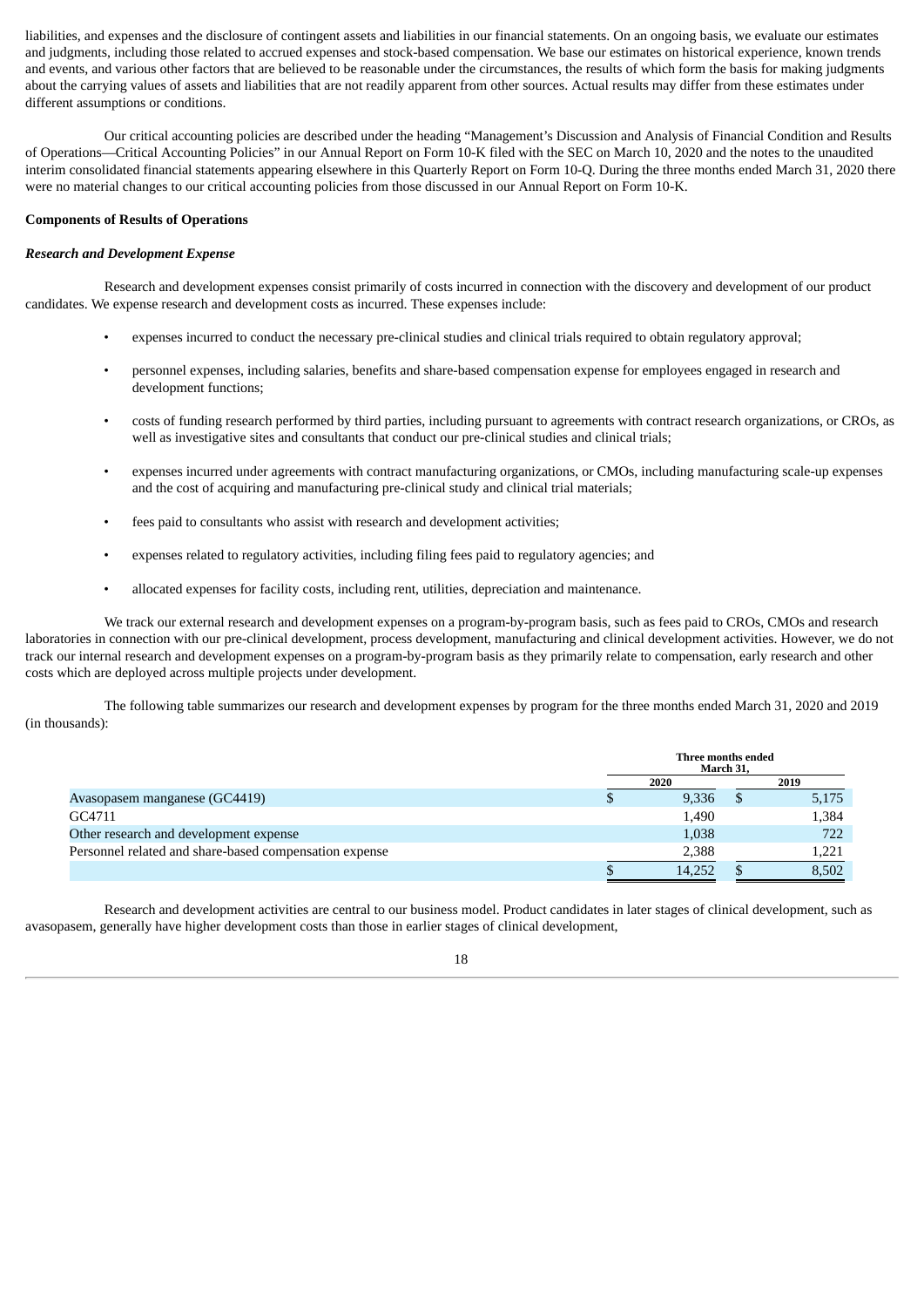liabilities, and expenses and the disclosure of contingent assets and liabilities in our financial statements. On an ongoing basis, we evaluate our estimates and judgments, including those related to accrued expenses and stock-based compensation. We base our estimates on historical experience, known trends and events, and various other factors that are believed to be reasonable under the circumstances, the results of which form the basis for making judgments about the carrying values of assets and liabilities that are not readily apparent from other sources. Actual results may differ from these estimates under different assumptions or conditions.

Our critical accounting policies are described under the heading "Management's Discussion and Analysis of Financial Condition and Results of Operations—Critical Accounting Policies" in our Annual Report on Form 10-K filed with the SEC on March 10, 2020 and the notes to the unaudited interim consolidated financial statements appearing elsewhere in this Quarterly Report on Form 10-Q. During the three months ended March 31, 2020 there were no material changes to our critical accounting policies from those discussed in our Annual Report on Form 10-K.

**Components of Results of Operations**

***Research and Development Expense***

Research and development expenses consist primarily of costs incurred in connection with the discovery and development of our product candidates. We expense research and development costs as incurred. These expenses include:

- expenses incurred to conduct the necessary pre-clinical studies and clinical trials required to obtain regulatory approval;
- personnel expenses, including salaries, benefits and share-based compensation expense for employees engaged in research and development functions;
- costs of funding research performed by third parties, including pursuant to agreements with contract research organizations, or CROs, as well as investigative sites and consultants that conduct our pre-clinical studies and clinical trials;
- expenses incurred under agreements with contract manufacturing organizations, or CMOs, including manufacturing scale-up expenses and the cost of acquiring and manufacturing pre-clinical study and clinical trial materials;
- fees paid to consultants who assist with research and development activities;
- expenses related to regulatory activities, including filing fees paid to regulatory agencies; and
- allocated expenses for facility costs, including rent, utilities, depreciation and maintenance.

We track our external research and development expenses on a program-by-program basis, such as fees paid to CROs, CMOs and research laboratories in connection with our pre-clinical development, process development, manufacturing and clinical development activities. However, we do not track our internal research and development expenses on a program-by-program basis as they primarily relate to compensation, early research and other costs which are deployed across multiple projects under development.

The following table summarizes our research and development expenses by program for the three months ended March 31, 2020 and 2019 (in thousands):

| | Three months ended March 31, | |
|---|---|---|
| | 2020 | 2019 |
| Avasopasem manganese (GC4419) | $ 9,336 | $ 5,175 |
| GC4711 | 1,490 | 1,384 |
| Other research and development expense | 1,038 | 722 |
| Personnel related and share-based compensation expense | 2,388 | 1,221 |
| | $ 14,252 | $ 8,502 |

Research and development activities are central to our business model. Product candidates in later stages of clinical development, such as avasopasem, generally have higher development costs than those in earlier stages of clinical development,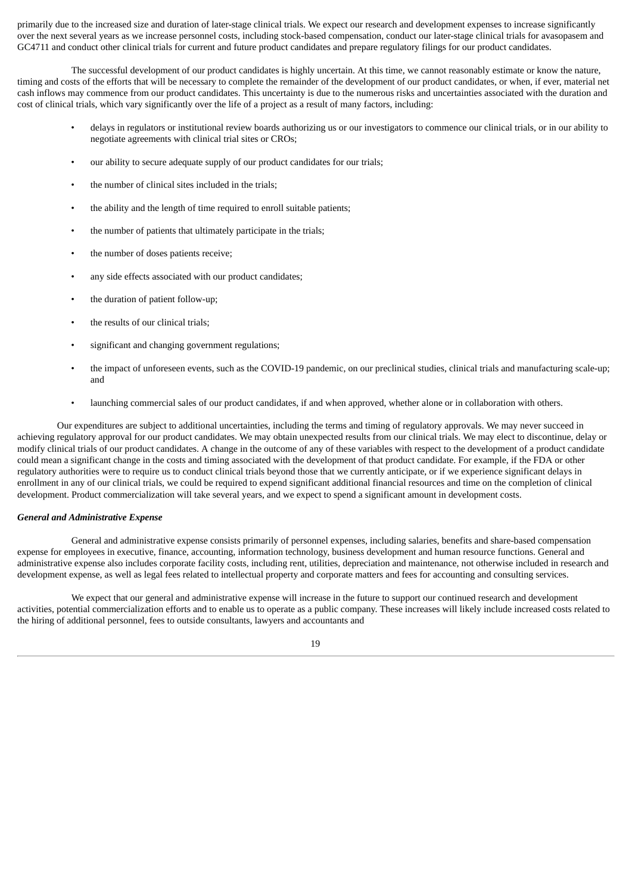primarily due to the increased size and duration of later-stage clinical trials. We expect our research and development expenses to increase significantly over the next several years as we increase personnel costs, including stock-based compensation, conduct our later-stage clinical trials for avasopasem and GC4711 and conduct other clinical trials for current and future product candidates and prepare regulatory filings for our product candidates.

The successful development of our product candidates is highly uncertain. At this time, we cannot reasonably estimate or know the nature, timing and costs of the efforts that will be necessary to complete the remainder of the development of our product candidates, or when, if ever, material net cash inflows may commence from our product candidates. This uncertainty is due to the numerous risks and uncertainties associated with the duration and cost of clinical trials, which vary significantly over the life of a project as a result of many factors, including:

- delays in regulators or institutional review boards authorizing us or our investigators to commence our clinical trials, or in our ability to negotiate agreements with clinical trial sites or CROs;
- our ability to secure adequate supply of our product candidates for our trials;
- the number of clinical sites included in the trials;
- the ability and the length of time required to enroll suitable patients;
- the number of patients that ultimately participate in the trials;
- the number of doses patients receive;
- any side effects associated with our product candidates;
- the duration of patient follow-up;
- the results of our clinical trials;
- significant and changing government regulations;
- the impact of unforeseen events, such as the COVID-19 pandemic, on our preclinical studies, clinical trials and manufacturing scale-up; and
- launching commercial sales of our product candidates, if and when approved, whether alone or in collaboration with others.

Our expenditures are subject to additional uncertainties, including the terms and timing of regulatory approvals. We may never succeed in achieving regulatory approval for our product candidates. We may obtain unexpected results from our clinical trials. We may elect to discontinue, delay or modify clinical trials of our product candidates. A change in the outcome of any of these variables with respect to the development of a product candidate could mean a significant change in the costs and timing associated with the development of that product candidate. For example, if the FDA or other regulatory authorities were to require us to conduct clinical trials beyond those that we currently anticipate, or if we experience significant delays in enrollment in any of our clinical trials, we could be required to expend significant additional financial resources and time on the completion of clinical development. Product commercialization will take several years, and we expect to spend a significant amount in development costs.

***General and Administrative Expense***

General and administrative expense consists primarily of personnel expenses, including salaries, benefits and share-based compensation expense for employees in executive, finance, accounting, information technology, business development and human resource functions. General and administrative expense also includes corporate facility costs, including rent, utilities, depreciation and maintenance, not otherwise included in research and development expense, as well as legal fees related to intellectual property and corporate matters and fees for accounting and consulting services.

We expect that our general and administrative expense will increase in the future to support our continued research and development activities, potential commercialization efforts and to enable us to operate as a public company. These increases will likely include increased costs related to the hiring of additional personnel, fees to outside consultants, lawyers and accountants and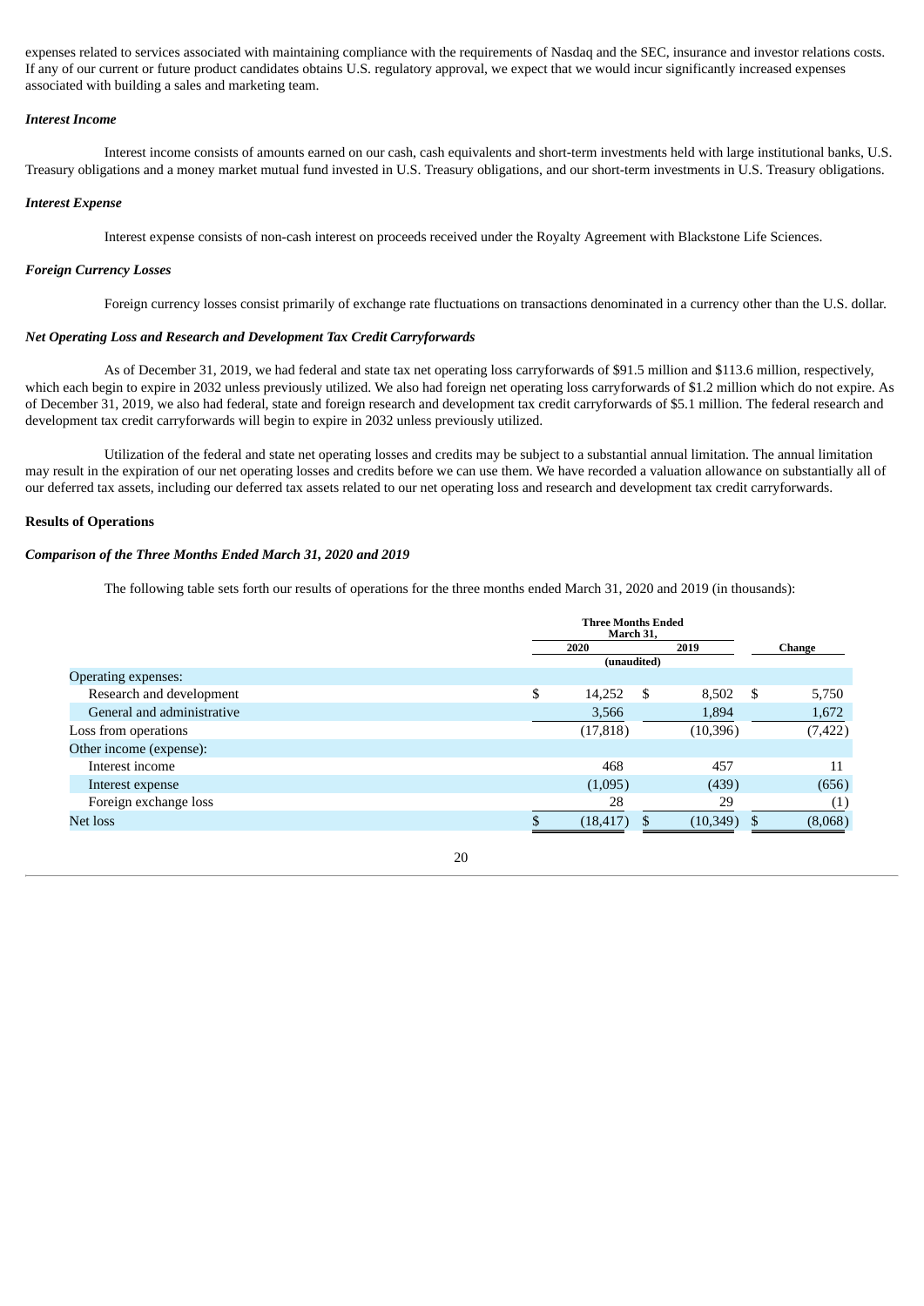expenses related to services associated with maintaining compliance with the requirements of Nasdaq and the SEC, insurance and investor relations costs. If any of our current or future product candidates obtains U.S. regulatory approval, we expect that we would incur significantly increased expenses associated with building a sales and marketing team.

### *Interest Income*

Interest income consists of amounts earned on our cash, cash equivalents and short-term investments held with large institutional banks, U.S. Treasury obligations and a money market mutual fund invested in U.S. Treasury obligations, and our short-term investments in U.S. Treasury obligations.

### *Interest Expense*

Interest expense consists of non-cash interest on proceeds received under the Royalty Agreement with Blackstone Life Sciences.

### *Foreign Currency Losses*

Foreign currency losses consist primarily of exchange rate fluctuations on transactions denominated in a currency other than the U.S. dollar.

### *Net Operating Loss and Research and Development Tax Credit Carryforwards*

As of December 31, 2019, we had federal and state tax net operating loss carryforwards of $91.5 million and $113.6 million, respectively, which each begin to expire in 2032 unless previously utilized. We also had foreign net operating loss carryforwards of $1.2 million which do not expire. As of December 31, 2019, we also had federal, state and foreign research and development tax credit carryforwards of $5.1 million. The federal research and development tax credit carryforwards will begin to expire in 2032 unless previously utilized.

Utilization of the federal and state net operating losses and credits may be subject to a substantial annual limitation. The annual limitation may result in the expiration of our net operating losses and credits before we can use them. We have recorded a valuation allowance on substantially all of our deferred tax assets, including our deferred tax assets related to our net operating loss and research and development tax credit carryforwards.

## Results of Operations

### *Comparison of the Three Months Ended March 31, 2020 and 2019*

The following table sets forth our results of operations for the three months ended March 31, 2020 and 2019 (in thousands):

| | Three Months Ended March 31, | | |
|---|---|---|---|
| | 2020 | 2019 | Change |
| | (unaudited) | | |
| Operating expenses: | | | |
| Research and development | $ 14,252 | $ 8,502 | $ 5,750 |
| General and administrative | 3,566 | 1,894 | 1,672 |
| Loss from operations | (17,818) | (10,396) | (7,422) |
| Other income (expense): | | | |
| Interest income | 468 | 457 | 11 |
| Interest expense | (1,095) | (439) | (656) |
| Foreign exchange loss | 28 | 29 | (1) |
| Net loss | $ (18,417) | $ (10,349) | $ (8,068) |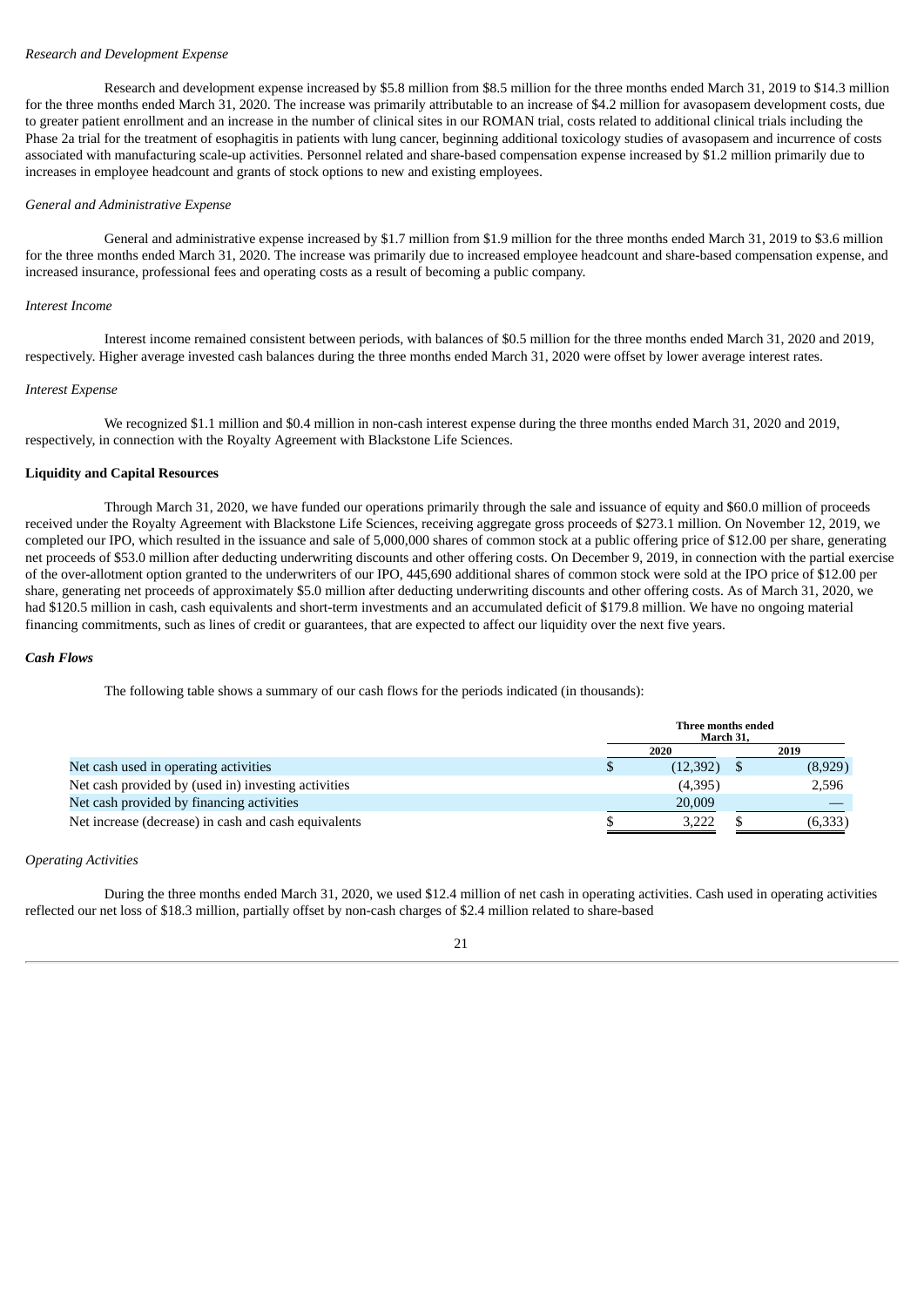*Research and Development Expense*

Research and development expense increased by $5.8 million from $8.5 million for the three months ended March 31, 2019 to $14.3 million for the three months ended March 31, 2020. The increase was primarily attributable to an increase of $4.2 million for avasopasem development costs, due to greater patient enrollment and an increase in the number of clinical sites in our ROMAN trial, costs related to additional clinical trials including the Phase 2a trial for the treatment of esophagitis in patients with lung cancer, beginning additional toxicology studies of avasopasem and incurrence of costs associated with manufacturing scale-up activities. Personnel related and share-based compensation expense increased by $1.2 million primarily due to increases in employee headcount and grants of stock options to new and existing employees.

*General and Administrative Expense*

General and administrative expense increased by $1.7 million from $1.9 million for the three months ended March 31, 2019 to $3.6 million for the three months ended March 31, 2020. The increase was primarily due to increased employee headcount and share-based compensation expense, and increased insurance, professional fees and operating costs as a result of becoming a public company.

*Interest Income*

Interest income remained consistent between periods, with balances of $0.5 million for the three months ended March 31, 2020 and 2019, respectively. Higher average invested cash balances during the three months ended March 31, 2020 were offset by lower average interest rates.

*Interest Expense*

We recognized $1.1 million and $0.4 million in non-cash interest expense during the three months ended March 31, 2020 and 2019, respectively, in connection with the Royalty Agreement with Blackstone Life Sciences.

**Liquidity and Capital Resources**

Through March 31, 2020, we have funded our operations primarily through the sale and issuance of equity and $60.0 million of proceeds received under the Royalty Agreement with Blackstone Life Sciences, receiving aggregate gross proceeds of $273.1 million. On November 12, 2019, we completed our IPO, which resulted in the issuance and sale of 5,000,000 shares of common stock at a public offering price of $12.00 per share, generating net proceeds of $53.0 million after deducting underwriting discounts and other offering costs. On December 9, 2019, in connection with the partial exercise of the over-allotment option granted to the underwriters of our IPO, 445,690 additional shares of common stock were sold at the IPO price of $12.00 per share, generating net proceeds of approximately $5.0 million after deducting underwriting discounts and other offering costs. As of March 31, 2020, we had $120.5 million in cash, cash equivalents and short-term investments and an accumulated deficit of $179.8 million. We have no ongoing material financing commitments, such as lines of credit or guarantees, that are expected to affect our liquidity over the next five years.

***Cash Flows***

The following table shows a summary of our cash flows for the periods indicated (in thousands):

| | Three months ended March 31, | |
|---|---|---|
| | 2020 | 2019 |
| Net cash used in operating activities | $ (12,392) | $ (8,929) |
| Net cash provided by (used in) investing activities | (4,395) | 2,596 |
| Net cash provided by financing activities | 20,009 | — |
| Net increase (decrease) in cash and cash equivalents | $ 3,222 | $ (6,333) |

*Operating Activities*

During the three months ended March 31, 2020, we used $12.4 million of net cash in operating activities. Cash used in operating activities reflected our net loss of $18.3 million, partially offset by non-cash charges of $2.4 million related to share-based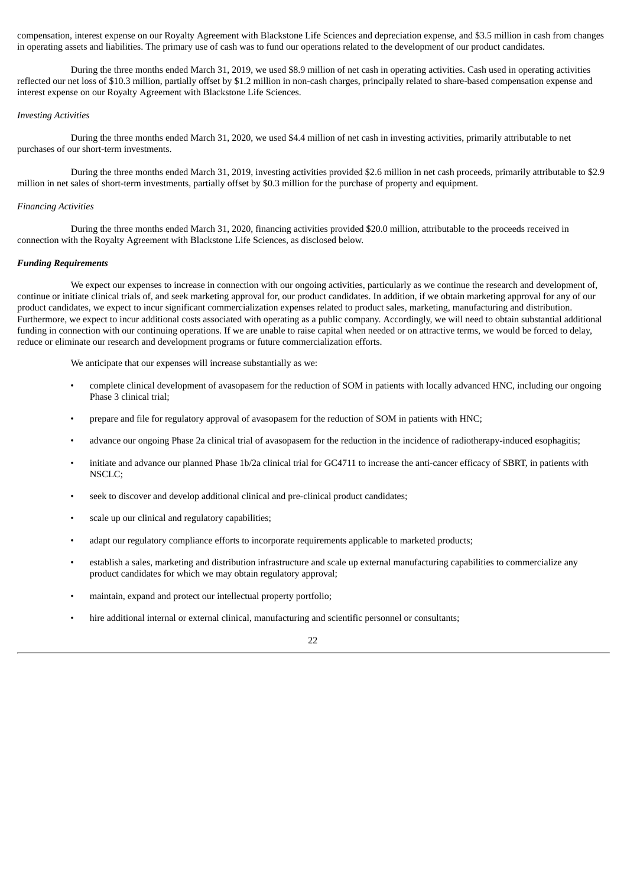compensation, interest expense on our Royalty Agreement with Blackstone Life Sciences and depreciation expense, and $3.5 million in cash from changes in operating assets and liabilities. The primary use of cash was to fund our operations related to the development of our product candidates.

During the three months ended March 31, 2019, we used $8.9 million of net cash in operating activities. Cash used in operating activities reflected our net loss of $10.3 million, partially offset by $1.2 million in non-cash charges, principally related to share-based compensation expense and interest expense on our Royalty Agreement with Blackstone Life Sciences.

*Investing Activities*

During the three months ended March 31, 2020, we used $4.4 million of net cash in investing activities, primarily attributable to net purchases of our short-term investments.

During the three months ended March 31, 2019, investing activities provided $2.6 million in net cash proceeds, primarily attributable to $2.9 million in net sales of short-term investments, partially offset by $0.3 million for the purchase of property and equipment.

*Financing Activities*

During the three months ended March 31, 2020, financing activities provided $20.0 million, attributable to the proceeds received in connection with the Royalty Agreement with Blackstone Life Sciences, as disclosed below.

***Funding Requirements***

We expect our expenses to increase in connection with our ongoing activities, particularly as we continue the research and development of, continue or initiate clinical trials of, and seek marketing approval for, our product candidates. In addition, if we obtain marketing approval for any of our product candidates, we expect to incur significant commercialization expenses related to product sales, marketing, manufacturing and distribution. Furthermore, we expect to incur additional costs associated with operating as a public company. Accordingly, we will need to obtain substantial additional funding in connection with our continuing operations. If we are unable to raise capital when needed or on attractive terms, we would be forced to delay, reduce or eliminate our research and development programs or future commercialization efforts.

We anticipate that our expenses will increase substantially as we:

- complete clinical development of avasopasem for the reduction of SOM in patients with locally advanced HNC, including our ongoing Phase 3 clinical trial;
- prepare and file for regulatory approval of avasopasem for the reduction of SOM in patients with HNC;
- advance our ongoing Phase 2a clinical trial of avasopasem for the reduction in the incidence of radiotherapy-induced esophagitis;
- initiate and advance our planned Phase 1b/2a clinical trial for GC4711 to increase the anti-cancer efficacy of SBRT, in patients with NSCLC;
- seek to discover and develop additional clinical and pre-clinical product candidates;
- scale up our clinical and regulatory capabilities;
- adapt our regulatory compliance efforts to incorporate requirements applicable to marketed products;
- establish a sales, marketing and distribution infrastructure and scale up external manufacturing capabilities to commercialize any product candidates for which we may obtain regulatory approval;
- maintain, expand and protect our intellectual property portfolio;
- hire additional internal or external clinical, manufacturing and scientific personnel or consultants;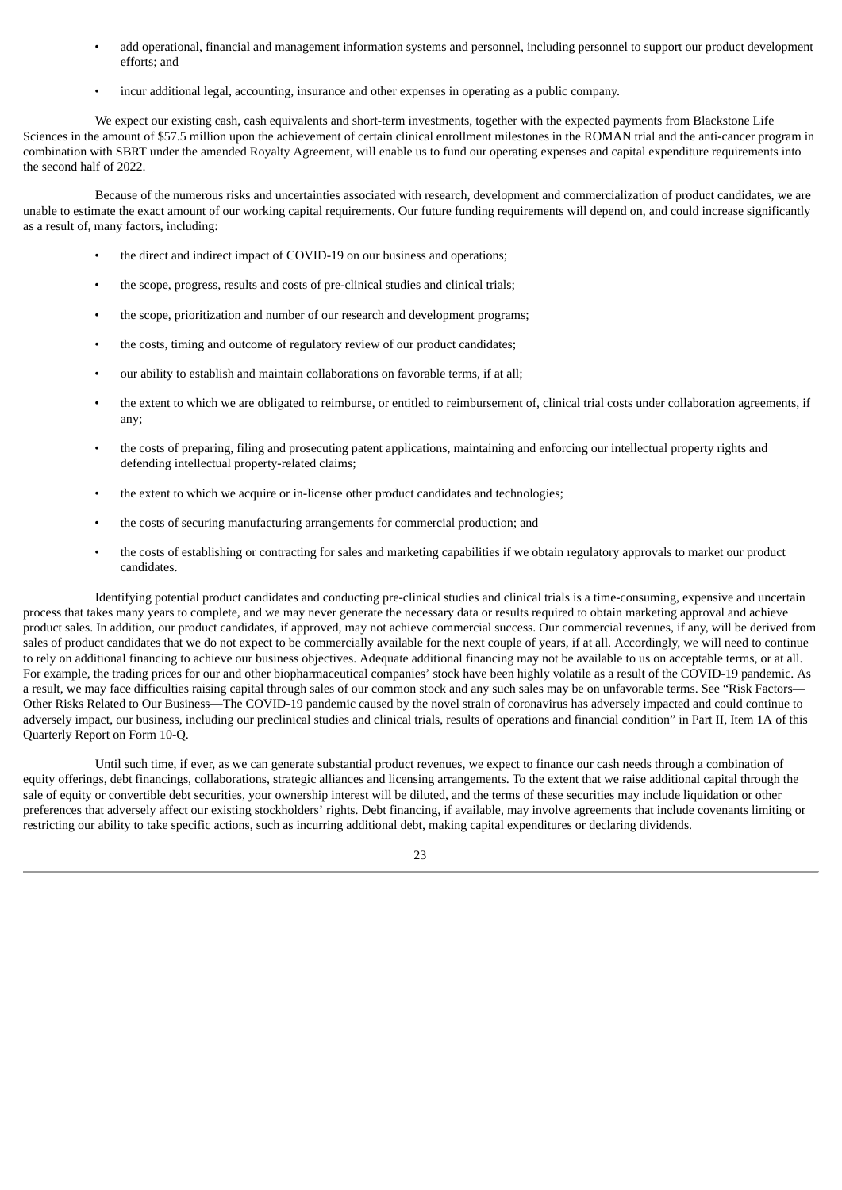- add operational, financial and management information systems and personnel, including personnel to support our product development efforts; and
- incur additional legal, accounting, insurance and other expenses in operating as a public company.

We expect our existing cash, cash equivalents and short-term investments, together with the expected payments from Blackstone Life Sciences in the amount of $57.5 million upon the achievement of certain clinical enrollment milestones in the ROMAN trial and the anti-cancer program in combination with SBRT under the amended Royalty Agreement, will enable us to fund our operating expenses and capital expenditure requirements into the second half of 2022.

Because of the numerous risks and uncertainties associated with research, development and commercialization of product candidates, we are unable to estimate the exact amount of our working capital requirements. Our future funding requirements will depend on, and could increase significantly as a result of, many factors, including:

- the direct and indirect impact of COVID-19 on our business and operations;
- the scope, progress, results and costs of pre-clinical studies and clinical trials;
- the scope, prioritization and number of our research and development programs;
- the costs, timing and outcome of regulatory review of our product candidates;
- our ability to establish and maintain collaborations on favorable terms, if at all;
- the extent to which we are obligated to reimburse, or entitled to reimbursement of, clinical trial costs under collaboration agreements, if any;
- the costs of preparing, filing and prosecuting patent applications, maintaining and enforcing our intellectual property rights and defending intellectual property-related claims;
- the extent to which we acquire or in-license other product candidates and technologies;
- the costs of securing manufacturing arrangements for commercial production; and
- the costs of establishing or contracting for sales and marketing capabilities if we obtain regulatory approvals to market our product candidates.

Identifying potential product candidates and conducting pre-clinical studies and clinical trials is a time-consuming, expensive and uncertain process that takes many years to complete, and we may never generate the necessary data or results required to obtain marketing approval and achieve product sales. In addition, our product candidates, if approved, may not achieve commercial success. Our commercial revenues, if any, will be derived from sales of product candidates that we do not expect to be commercially available for the next couple of years, if at all. Accordingly, we will need to continue to rely on additional financing to achieve our business objectives. Adequate additional financing may not be available to us on acceptable terms, or at all. For example, the trading prices for our and other biopharmaceutical companies' stock have been highly volatile as a result of the COVID-19 pandemic. As a result, we may face difficulties raising capital through sales of our common stock and any such sales may be on unfavorable terms. See "Risk Factors—Other Risks Related to Our Business—The COVID-19 pandemic caused by the novel strain of coronavirus has adversely impacted and could continue to adversely impact, our business, including our preclinical studies and clinical trials, results of operations and financial condition" in Part II, Item 1A of this Quarterly Report on Form 10-Q.

Until such time, if ever, as we can generate substantial product revenues, we expect to finance our cash needs through a combination of equity offerings, debt financings, collaborations, strategic alliances and licensing arrangements. To the extent that we raise additional capital through the sale of equity or convertible debt securities, your ownership interest will be diluted, and the terms of these securities may include liquidation or other preferences that adversely affect our existing stockholders' rights. Debt financing, if available, may involve agreements that include covenants limiting or restricting our ability to take specific actions, such as incurring additional debt, making capital expenditures or declaring dividends.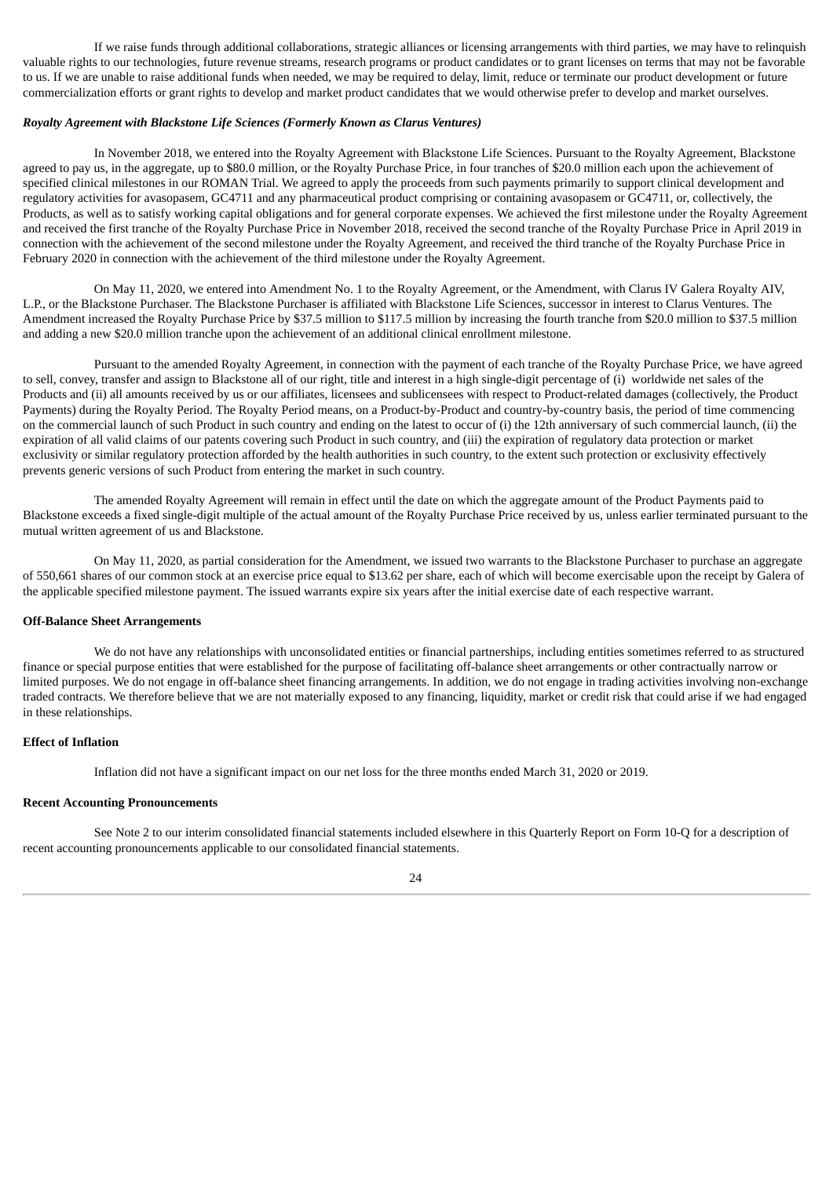If we raise funds through additional collaborations, strategic alliances or licensing arrangements with third parties, we may have to relinquish valuable rights to our technologies, future revenue streams, research programs or product candidates or to grant licenses on terms that may not be favorable to us. If we are unable to raise additional funds when needed, we may be required to delay, limit, reduce or terminate our product development or future commercialization efforts or grant rights to develop and market product candidates that we would otherwise prefer to develop and market ourselves.

***Royalty Agreement with Blackstone Life Sciences (Formerly Known as Clarus Ventures)***

In November 2018, we entered into the Royalty Agreement with Blackstone Life Sciences. Pursuant to the Royalty Agreement, Blackstone agreed to pay us, in the aggregate, up to $80.0 million, or the Royalty Purchase Price, in four tranches of $20.0 million each upon the achievement of specified clinical milestones in our ROMAN Trial. We agreed to apply the proceeds from such payments primarily to support clinical development and regulatory activities for avasopasem, GC4711 and any pharmaceutical product comprising or containing avasopasem or GC4711, or, collectively, the Products, as well as to satisfy working capital obligations and for general corporate expenses. We achieved the first milestone under the Royalty Agreement and received the first tranche of the Royalty Purchase Price in November 2018, received the second tranche of the Royalty Purchase Price in April 2019 in connection with the achievement of the second milestone under the Royalty Agreement, and received the third tranche of the Royalty Purchase Price in February 2020 in connection with the achievement of the third milestone under the Royalty Agreement.

On May 11, 2020, we entered into Amendment No. 1 to the Royalty Agreement, or the Amendment, with Clarus IV Galera Royalty AIV, L.P., or the Blackstone Purchaser. The Blackstone Purchaser is affiliated with Blackstone Life Sciences, successor in interest to Clarus Ventures. The Amendment increased the Royalty Purchase Price by $37.5 million to $117.5 million by increasing the fourth tranche from $20.0 million to $37.5 million and adding a new $20.0 million tranche upon the achievement of an additional clinical enrollment milestone.

Pursuant to the amended Royalty Agreement, in connection with the payment of each tranche of the Royalty Purchase Price, we have agreed to sell, convey, transfer and assign to Blackstone all of our right, title and interest in a high single-digit percentage of (i) worldwide net sales of the Products and (ii) all amounts received by us or our affiliates, licensees and sublicensees with respect to Product-related damages (collectively, the Product Payments) during the Royalty Period. The Royalty Period means, on a Product-by-Product and country-by-country basis, the period of time commencing on the commercial launch of such Product in such country and ending on the latest to occur of (i) the 12th anniversary of such commercial launch, (ii) the expiration of all valid claims of our patents covering such Product in such country, and (iii) the expiration of regulatory data protection or market exclusivity or similar regulatory protection afforded by the health authorities in such country, to the extent such protection or exclusivity effectively prevents generic versions of such Product from entering the market in such country.

The amended Royalty Agreement will remain in effect until the date on which the aggregate amount of the Product Payments paid to Blackstone exceeds a fixed single-digit multiple of the actual amount of the Royalty Purchase Price received by us, unless earlier terminated pursuant to the mutual written agreement of us and Blackstone.

On May 11, 2020, as partial consideration for the Amendment, we issued two warrants to the Blackstone Purchaser to purchase an aggregate of 550,661 shares of our common stock at an exercise price equal to $13.62 per share, each of which will become exercisable upon the receipt by Galera of the applicable specified milestone payment. The issued warrants expire six years after the initial exercise date of each respective warrant.

**Off-Balance Sheet Arrangements**

We do not have any relationships with unconsolidated entities or financial partnerships, including entities sometimes referred to as structured finance or special purpose entities that were established for the purpose of facilitating off-balance sheet arrangements or other contractually narrow or limited purposes. We do not engage in off-balance sheet financing arrangements. In addition, we do not engage in trading activities involving non-exchange traded contracts. We therefore believe that we are not materially exposed to any financing, liquidity, market or credit risk that could arise if we had engaged in these relationships.

**Effect of Inflation**

Inflation did not have a significant impact on our net loss for the three months ended March 31, 2020 or 2019.

**Recent Accounting Pronouncements**

See Note 2 to our interim consolidated financial statements included elsewhere in this Quarterly Report on Form 10-Q for a description of recent accounting pronouncements applicable to our consolidated financial statements.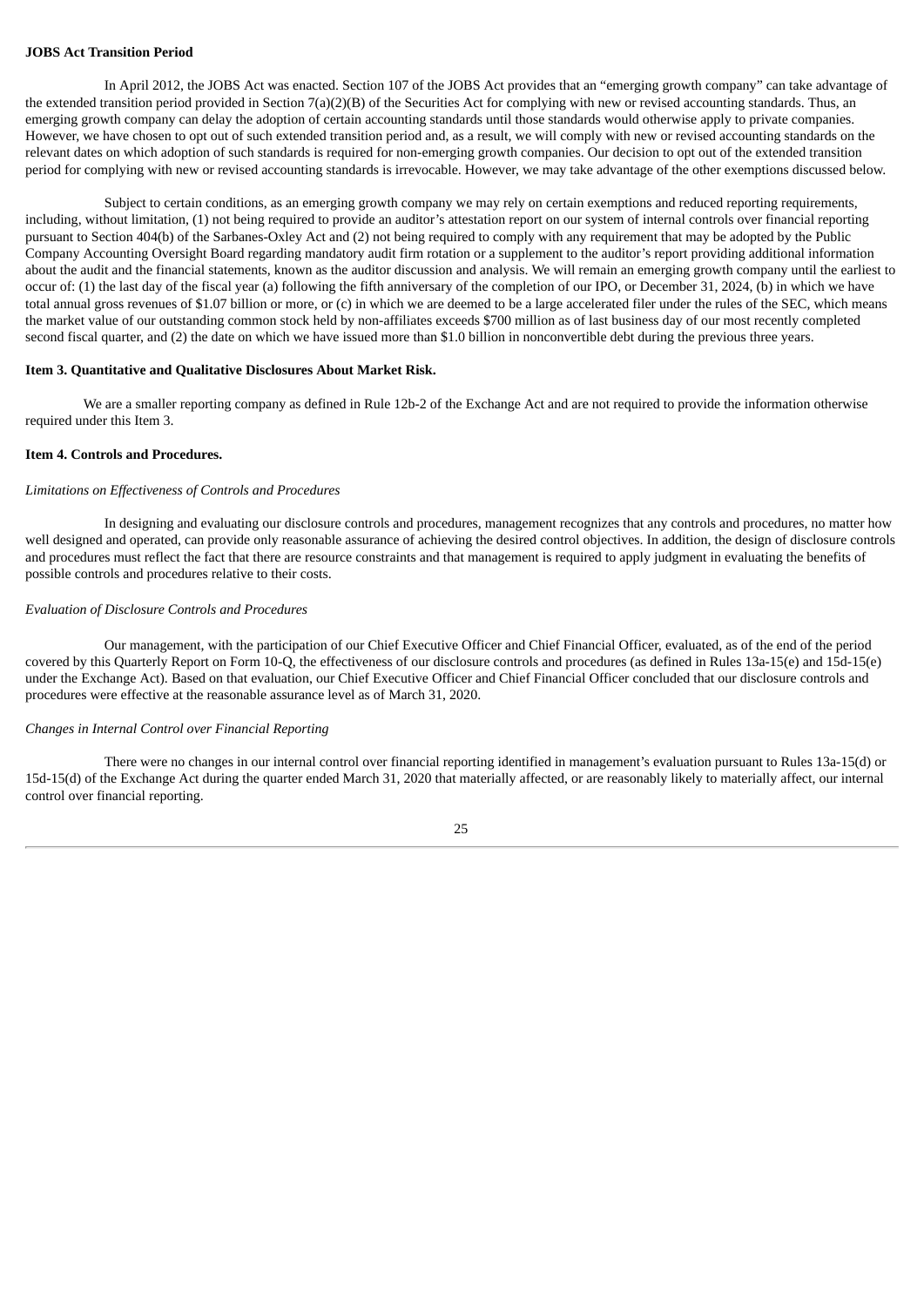**JOBS Act Transition Period**

In April 2012, the JOBS Act was enacted. Section 107 of the JOBS Act provides that an "emerging growth company" can take advantage of the extended transition period provided in Section 7(a)(2)(B) of the Securities Act for complying with new or revised accounting standards. Thus, an emerging growth company can delay the adoption of certain accounting standards until those standards would otherwise apply to private companies. However, we have chosen to opt out of such extended transition period and, as a result, we will comply with new or revised accounting standards on the relevant dates on which adoption of such standards is required for non-emerging growth companies. Our decision to opt out of the extended transition period for complying with new or revised accounting standards is irrevocable. However, we may take advantage of the other exemptions discussed below.

Subject to certain conditions, as an emerging growth company we may rely on certain exemptions and reduced reporting requirements, including, without limitation, (1) not being required to provide an auditor's attestation report on our system of internal controls over financial reporting pursuant to Section 404(b) of the Sarbanes-Oxley Act and (2) not being required to comply with any requirement that may be adopted by the Public Company Accounting Oversight Board regarding mandatory audit firm rotation or a supplement to the auditor's report providing additional information about the audit and the financial statements, known as the auditor discussion and analysis. We will remain an emerging growth company until the earliest to occur of: (1) the last day of the fiscal year (a) following the fifth anniversary of the completion of our IPO, or December 31, 2024, (b) in which we have total annual gross revenues of $1.07 billion or more, or (c) in which we are deemed to be a large accelerated filer under the rules of the SEC, which means the market value of our outstanding common stock held by non-affiliates exceeds $700 million as of last business day of our most recently completed second fiscal quarter, and (2) the date on which we have issued more than $1.0 billion in nonconvertible debt during the previous three years.

**Item 3. Quantitative and Qualitative Disclosures About Market Risk.**

We are a smaller reporting company as defined in Rule 12b-2 of the Exchange Act and are not required to provide the information otherwise required under this Item 3.

**Item 4. Controls and Procedures.**

*Limitations on Effectiveness of Controls and Procedures*

In designing and evaluating our disclosure controls and procedures, management recognizes that any controls and procedures, no matter how well designed and operated, can provide only reasonable assurance of achieving the desired control objectives. In addition, the design of disclosure controls and procedures must reflect the fact that there are resource constraints and that management is required to apply judgment in evaluating the benefits of possible controls and procedures relative to their costs.

*Evaluation of Disclosure Controls and Procedures*

Our management, with the participation of our Chief Executive Officer and Chief Financial Officer, evaluated, as of the end of the period covered by this Quarterly Report on Form 10-Q, the effectiveness of our disclosure controls and procedures (as defined in Rules 13a-15(e) and 15d-15(e) under the Exchange Act). Based on that evaluation, our Chief Executive Officer and Chief Financial Officer concluded that our disclosure controls and procedures were effective at the reasonable assurance level as of March 31, 2020.

*Changes in Internal Control over Financial Reporting*

There were no changes in our internal control over financial reporting identified in management's evaluation pursuant to Rules 13a-15(d) or 15d-15(d) of the Exchange Act during the quarter ended March 31, 2020 that materially affected, or are reasonably likely to materially affect, our internal control over financial reporting.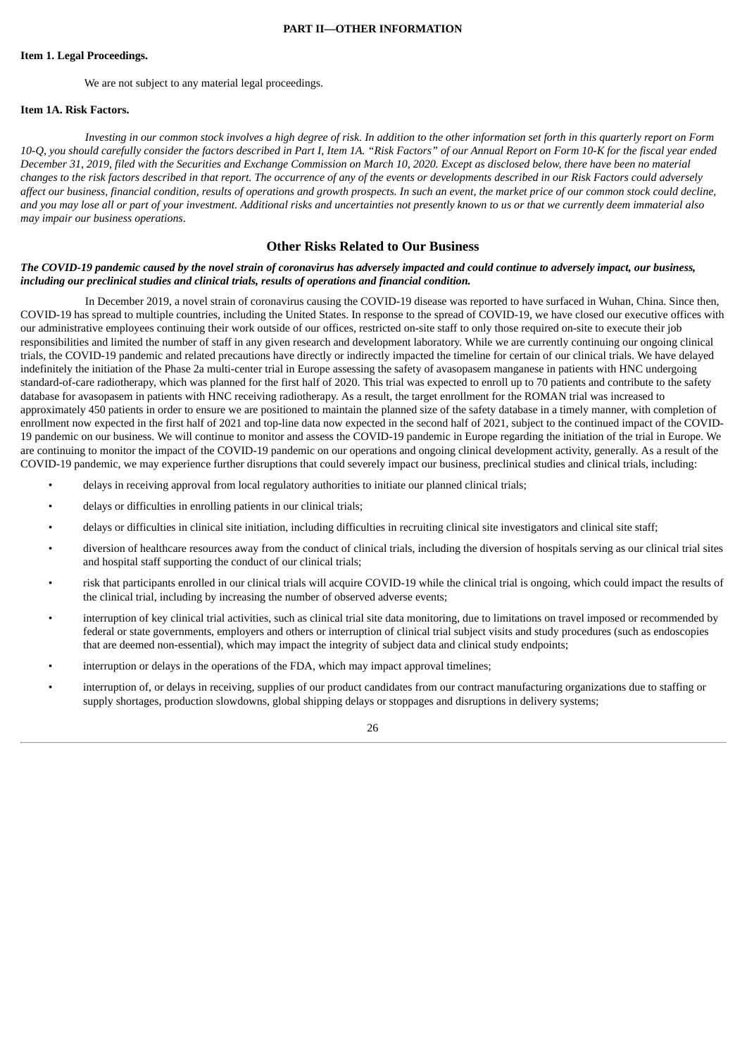## PART II—OTHER INFORMATION

### Item 1. Legal Proceedings.

We are not subject to any material legal proceedings.

### Item 1A. Risk Factors.

*Investing in our common stock involves a high degree of risk. In addition to the other information set forth in this quarterly report on Form 10-Q, you should carefully consider the factors described in Part I, Item 1A. "Risk Factors" of our Annual Report on Form 10-K for the fiscal year ended December 31, 2019, filed with the Securities and Exchange Commission on March 10, 2020. Except as disclosed below, there have been no material changes to the risk factors described in that report. The occurrence of any of the events or developments described in our Risk Factors could adversely affect our business, financial condition, results of operations and growth prospects. In such an event, the market price of our common stock could decline, and you may lose all or part of your investment. Additional risks and uncertainties not presently known to us or that we currently deem immaterial also may impair our business operations*.

## Other Risks Related to Our Business

***The COVID-19 pandemic caused by the novel strain of coronavirus has adversely impacted and could continue to adversely impact, our business, including our preclinical studies and clinical trials, results of operations and financial condition.***

In December 2019, a novel strain of coronavirus causing the COVID-19 disease was reported to have surfaced in Wuhan, China. Since then, COVID-19 has spread to multiple countries, including the United States. In response to the spread of COVID-19, we have closed our executive offices with our administrative employees continuing their work outside of our offices, restricted on-site staff to only those required on-site to execute their job responsibilities and limited the number of staff in any given research and development laboratory. While we are currently continuing our ongoing clinical trials, the COVID-19 pandemic and related precautions have directly or indirectly impacted the timeline for certain of our clinical trials. We have delayed indefinitely the initiation of the Phase 2a multi-center trial in Europe assessing the safety of avasopasem manganese in patients with HNC undergoing standard-of-care radiotherapy, which was planned for the first half of 2020. This trial was expected to enroll up to 70 patients and contribute to the safety database for avasopasem in patients with HNC receiving radiotherapy. As a result, the target enrollment for the ROMAN trial was increased to approximately 450 patients in order to ensure we are positioned to maintain the planned size of the safety database in a timely manner, with completion of enrollment now expected in the first half of 2021 and top-line data now expected in the second half of 2021, subject to the continued impact of the COVID-19 pandemic on our business. We will continue to monitor and assess the COVID-19 pandemic in Europe regarding the initiation of the trial in Europe. We are continuing to monitor the impact of the COVID-19 pandemic on our operations and ongoing clinical development activity, generally. As a result of the COVID-19 pandemic, we may experience further disruptions that could severely impact our business, preclinical studies and clinical trials, including:

- delays in receiving approval from local regulatory authorities to initiate our planned clinical trials;
- delays or difficulties in enrolling patients in our clinical trials;
- delays or difficulties in clinical site initiation, including difficulties in recruiting clinical site investigators and clinical site staff;
- diversion of healthcare resources away from the conduct of clinical trials, including the diversion of hospitals serving as our clinical trial sites and hospital staff supporting the conduct of our clinical trials;
- risk that participants enrolled in our clinical trials will acquire COVID-19 while the clinical trial is ongoing, which could impact the results of the clinical trial, including by increasing the number of observed adverse events;
- interruption of key clinical trial activities, such as clinical trial site data monitoring, due to limitations on travel imposed or recommended by federal or state governments, employers and others or interruption of clinical trial subject visits and study procedures (such as endoscopies that are deemed non-essential), which may impact the integrity of subject data and clinical study endpoints;
- interruption or delays in the operations of the FDA, which may impact approval timelines;
- interruption of, or delays in receiving, supplies of our product candidates from our contract manufacturing organizations due to staffing or supply shortages, production slowdowns, global shipping delays or stoppages and disruptions in delivery systems;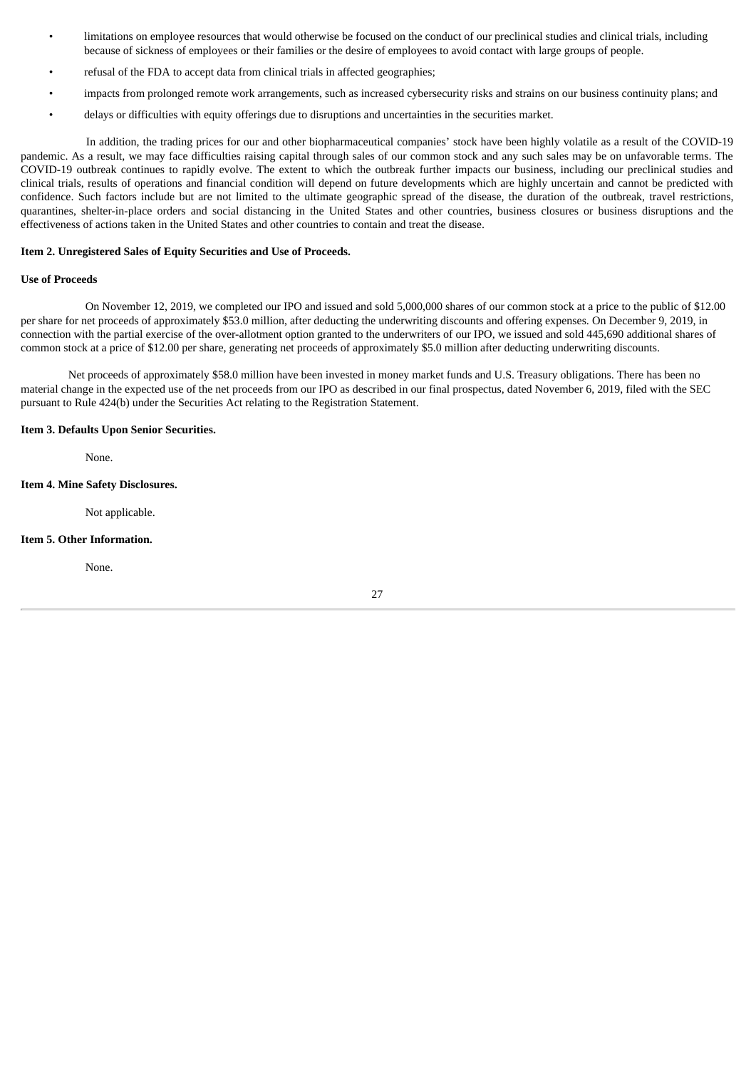- limitations on employee resources that would otherwise be focused on the conduct of our preclinical studies and clinical trials, including because of sickness of employees or their families or the desire of employees to avoid contact with large groups of people.
- refusal of the FDA to accept data from clinical trials in affected geographies;
- impacts from prolonged remote work arrangements, such as increased cybersecurity risks and strains on our business continuity plans; and
- delays or difficulties with equity offerings due to disruptions and uncertainties in the securities market.

In addition, the trading prices for our and other biopharmaceutical companies' stock have been highly volatile as a result of the COVID-19 pandemic. As a result, we may face difficulties raising capital through sales of our common stock and any such sales may be on unfavorable terms. The COVID-19 outbreak continues to rapidly evolve. The extent to which the outbreak further impacts our business, including our preclinical studies and clinical trials, results of operations and financial condition will depend on future developments which are highly uncertain and cannot be predicted with confidence. Such factors include but are not limited to the ultimate geographic spread of the disease, the duration of the outbreak, travel restrictions, quarantines, shelter-in-place orders and social distancing in the United States and other countries, business closures or business disruptions and the effectiveness of actions taken in the United States and other countries to contain and treat the disease.

**Item 2. Unregistered Sales of Equity Securities and Use of Proceeds.**

**Use of Proceeds**

On November 12, 2019, we completed our IPO and issued and sold 5,000,000 shares of our common stock at a price to the public of $12.00 per share for net proceeds of approximately $53.0 million, after deducting the underwriting discounts and offering expenses. On December 9, 2019, in connection with the partial exercise of the over-allotment option granted to the underwriters of our IPO, we issued and sold 445,690 additional shares of common stock at a price of $12.00 per share, generating net proceeds of approximately $5.0 million after deducting underwriting discounts.

Net proceeds of approximately $58.0 million have been invested in money market funds and U.S. Treasury obligations. There has been no material change in the expected use of the net proceeds from our IPO as described in our final prospectus, dated November 6, 2019, filed with the SEC pursuant to Rule 424(b) under the Securities Act relating to the Registration Statement.

**Item 3. Defaults Upon Senior Securities.**

None.

**Item 4. Mine Safety Disclosures.**

Not applicable.

**Item 5. Other Information.**

None.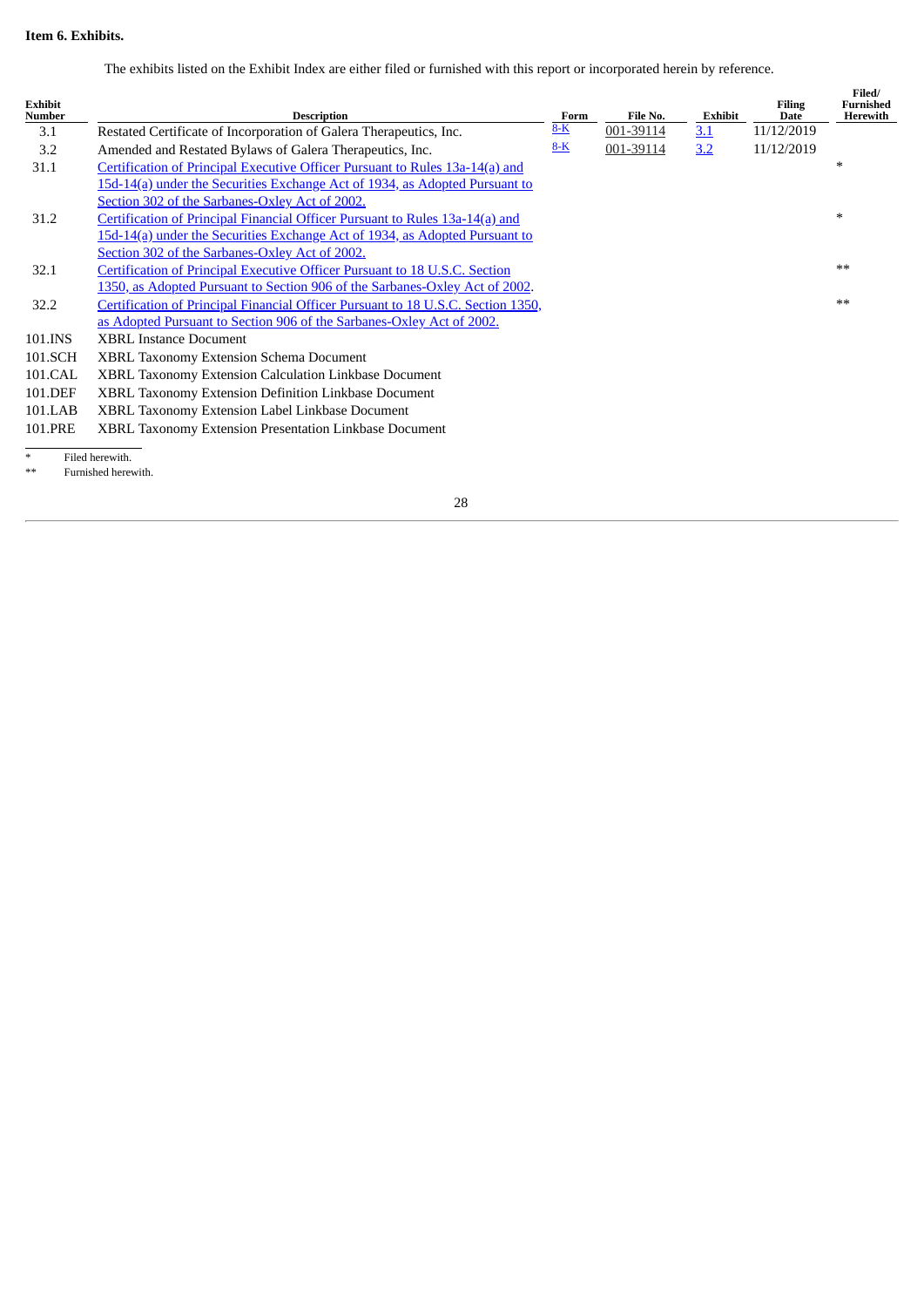**Item 6. Exhibits.**

The exhibits listed on the Exhibit Index are either filed or furnished with this report or incorporated herein by reference.

| Exhibit Number | Description | Form | File No. | Exhibit | Filing Date | Filed/ Furnished Herewith |
|---|---|---|---|---|---|---|
| 3.1 | Restated Certificate of Incorporation of Galera Therapeutics, Inc. | 8-K | 001-39114 | 3.1 | 11/12/2019 | |
| 3.2 | Amended and Restated Bylaws of Galera Therapeutics, Inc. | 8-K | 001-39114 | 3.2 | 11/12/2019 | |
| 31.1 | Certification of Principal Executive Officer Pursuant to Rules 13a-14(a) and 15d-14(a) under the Securities Exchange Act of 1934, as Adopted Pursuant to Section 302 of the Sarbanes-Oxley Act of 2002. | | | | | * |
| 31.2 | Certification of Principal Financial Officer Pursuant to Rules 13a-14(a) and 15d-14(a) under the Securities Exchange Act of 1934, as Adopted Pursuant to Section 302 of the Sarbanes-Oxley Act of 2002. | | | | | * |
| 32.1 | Certification of Principal Executive Officer Pursuant to 18 U.S.C. Section 1350, as Adopted Pursuant to Section 906 of the Sarbanes-Oxley Act of 2002. | | | | | ** |
| 32.2 | Certification of Principal Financial Officer Pursuant to 18 U.S.C. Section 1350, as Adopted Pursuant to Section 906 of the Sarbanes-Oxley Act of 2002. | | | | | ** |
| 101.INS | XBRL Instance Document | | | | | |
| 101.SCH | XBRL Taxonomy Extension Schema Document | | | | | |
| 101.CAL | XBRL Taxonomy Extension Calculation Linkbase Document | | | | | |
| 101.DEF | XBRL Taxonomy Extension Definition Linkbase Document | | | | | |
| 101.LAB | XBRL Taxonomy Extension Label Linkbase Document | | | | | |
| 101.PRE | XBRL Taxonomy Extension Presentation Linkbase Document | | | | | |

\* Filed herewith.

** Furnished herewith.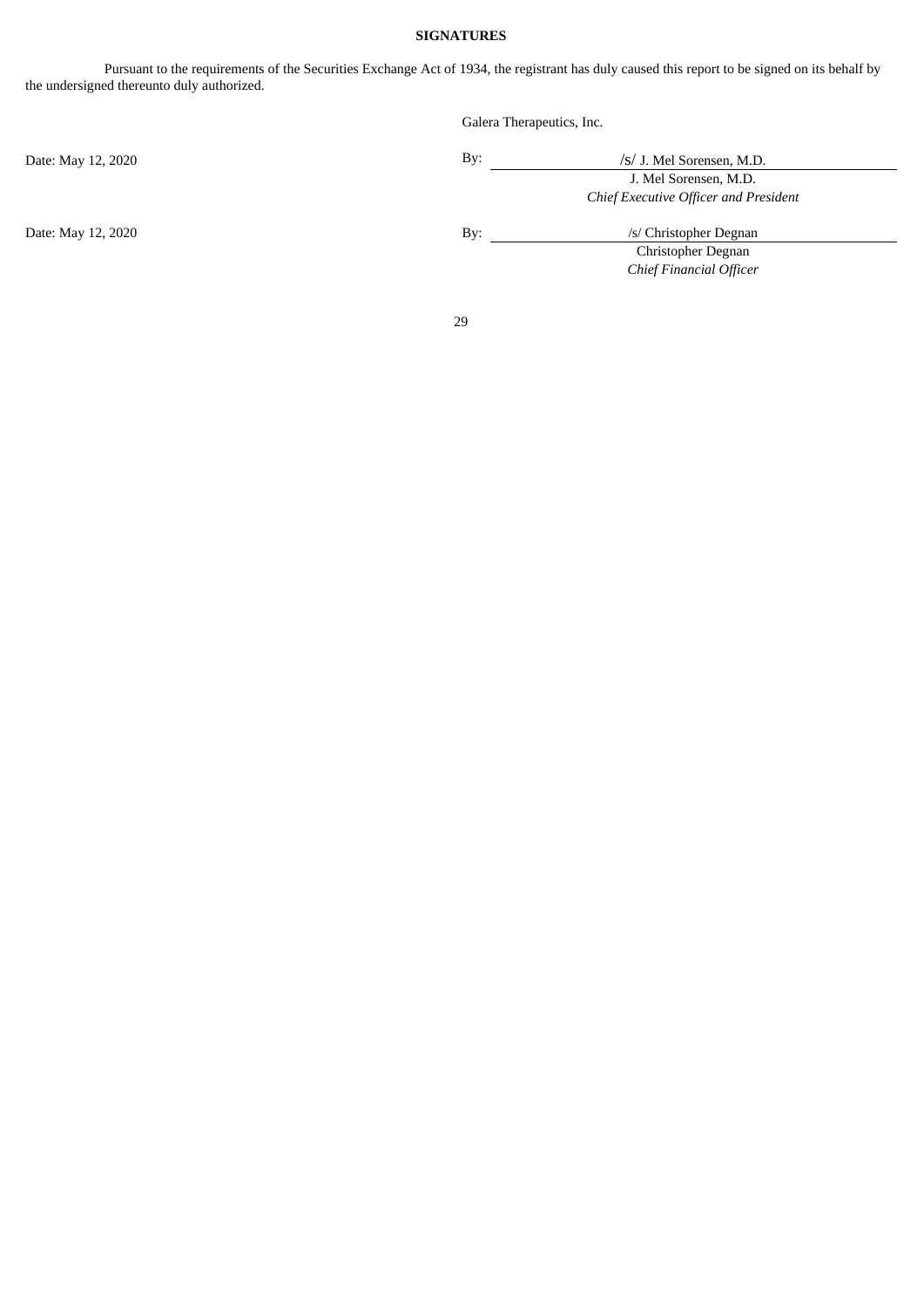**SIGNATURES**

Pursuant to the requirements of the Securities Exchange Act of 1934, the registrant has duly caused this report to be signed on its behalf by the undersigned thereunto duly authorized.

Galera Therapeutics, Inc.

| | | |
|---|---|---|
| Date: May 12, 2020 | By: | /S/ J. Mel Sorensen, M.D. |
| | | J. Mel Sorensen, M.D. |
| | | *Chief Executive Officer and President* |
| Date: May 12, 2020 | By: | /s/ Christopher Degnan |
| | | Christopher Degnan |
| | | *Chief Financial Officer* |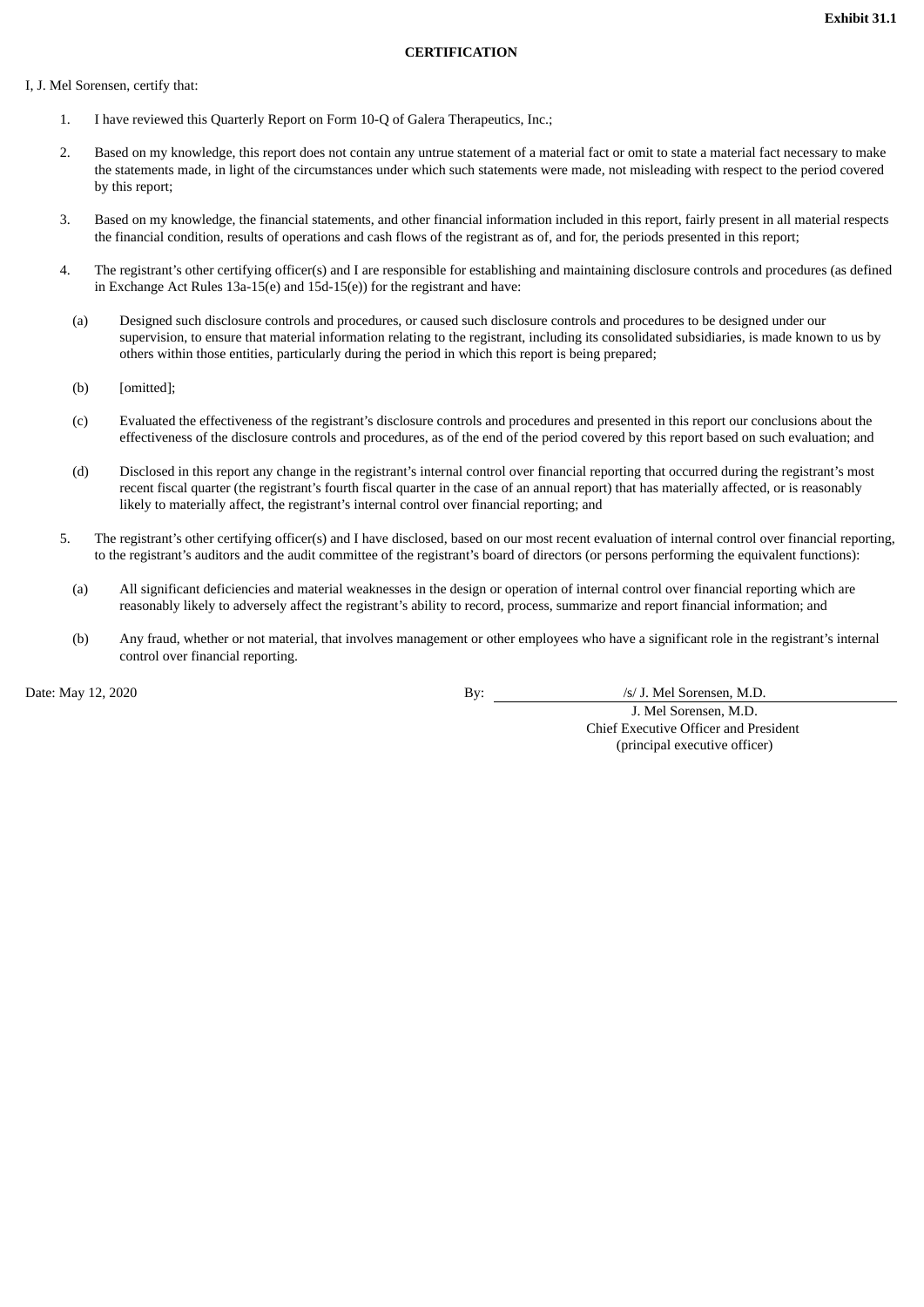**Exhibit 31.1**

**CERTIFICATION**

I, J. Mel Sorensen, certify that:

1. I have reviewed this Quarterly Report on Form 10-Q of Galera Therapeutics, Inc.;

2. Based on my knowledge, this report does not contain any untrue statement of a material fact or omit to state a material fact necessary to make the statements made, in light of the circumstances under which such statements were made, not misleading with respect to the period covered by this report;

3. Based on my knowledge, the financial statements, and other financial information included in this report, fairly present in all material respects the financial condition, results of operations and cash flows of the registrant as of, and for, the periods presented in this report;

4. The registrant's other certifying officer(s) and I are responsible for establishing and maintaining disclosure controls and procedures (as defined in Exchange Act Rules 13a-15(e) and 15d-15(e)) for the registrant and have:

   (a) Designed such disclosure controls and procedures, or caused such disclosure controls and procedures to be designed under our supervision, to ensure that material information relating to the registrant, including its consolidated subsidiaries, is made known to us by others within those entities, particularly during the period in which this report is being prepared;

   (b) [omitted];

   (c) Evaluated the effectiveness of the registrant's disclosure controls and procedures and presented in this report our conclusions about the effectiveness of the disclosure controls and procedures, as of the end of the period covered by this report based on such evaluation; and

   (d) Disclosed in this report any change in the registrant's internal control over financial reporting that occurred during the registrant's most recent fiscal quarter (the registrant's fourth fiscal quarter in the case of an annual report) that has materially affected, or is reasonably likely to materially affect, the registrant's internal control over financial reporting; and

5. The registrant's other certifying officer(s) and I have disclosed, based on our most recent evaluation of internal control over financial reporting, to the registrant's auditors and the audit committee of the registrant's board of directors (or persons performing the equivalent functions):

   (a) All significant deficiencies and material weaknesses in the design or operation of internal control over financial reporting which are reasonably likely to adversely affect the registrant's ability to record, process, summarize and report financial information; and

   (b) Any fraud, whether or not material, that involves management or other employees who have a significant role in the registrant's internal control over financial reporting.

Date: May 12, 2020

By: /s/ J. Mel Sorensen, M.D.
J. Mel Sorensen, M.D.
Chief Executive Officer and President
(principal executive officer)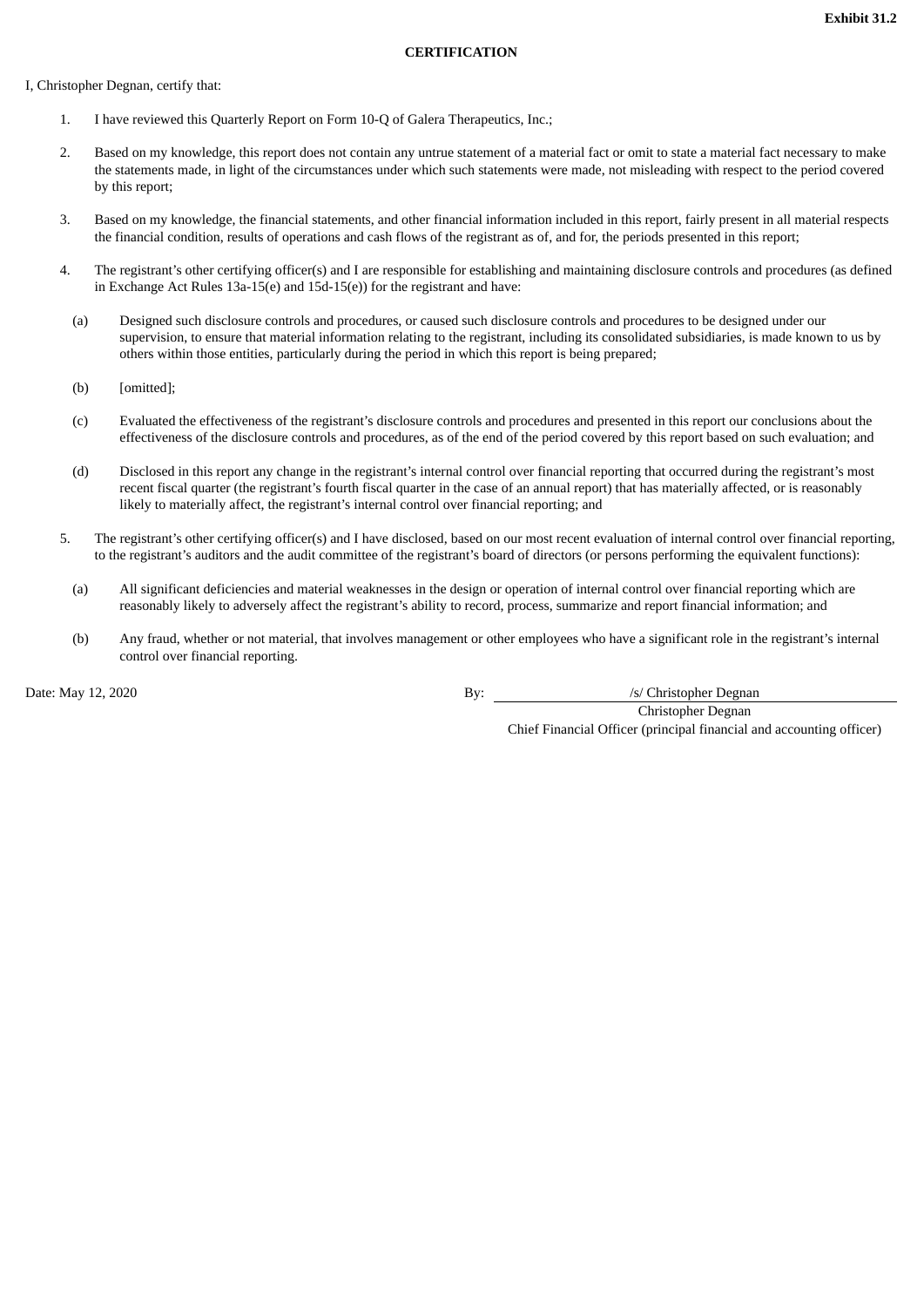**Exhibit 31.2**

**CERTIFICATION**

I, Christopher Degnan, certify that:

1. I have reviewed this Quarterly Report on Form 10-Q of Galera Therapeutics, Inc.;

2. Based on my knowledge, this report does not contain any untrue statement of a material fact or omit to state a material fact necessary to make the statements made, in light of the circumstances under which such statements were made, not misleading with respect to the period covered by this report;

3. Based on my knowledge, the financial statements, and other financial information included in this report, fairly present in all material respects the financial condition, results of operations and cash flows of the registrant as of, and for, the periods presented in this report;

4. The registrant's other certifying officer(s) and I are responsible for establishing and maintaining disclosure controls and procedures (as defined in Exchange Act Rules 13a-15(e) and 15d-15(e)) for the registrant and have:

   (a) Designed such disclosure controls and procedures, or caused such disclosure controls and procedures to be designed under our supervision, to ensure that material information relating to the registrant, including its consolidated subsidiaries, is made known to us by others within those entities, particularly during the period in which this report is being prepared;

   (b) [omitted];

   (c) Evaluated the effectiveness of the registrant's disclosure controls and procedures and presented in this report our conclusions about the effectiveness of the disclosure controls and procedures, as of the end of the period covered by this report based on such evaluation; and

   (d) Disclosed in this report any change in the registrant's internal control over financial reporting that occurred during the registrant's most recent fiscal quarter (the registrant's fourth fiscal quarter in the case of an annual report) that has materially affected, or is reasonably likely to materially affect, the registrant's internal control over financial reporting; and

5. The registrant's other certifying officer(s) and I have disclosed, based on our most recent evaluation of internal control over financial reporting, to the registrant's auditors and the audit committee of the registrant's board of directors (or persons performing the equivalent functions):

   (a) All significant deficiencies and material weaknesses in the design or operation of internal control over financial reporting which are reasonably likely to adversely affect the registrant's ability to record, process, summarize and report financial information; and

   (b) Any fraud, whether or not material, that involves management or other employees who have a significant role in the registrant's internal control over financial reporting.

Date: May 12, 2020

By: /s/ Christopher Degnan
Christopher Degnan
Chief Financial Officer (principal financial and accounting officer)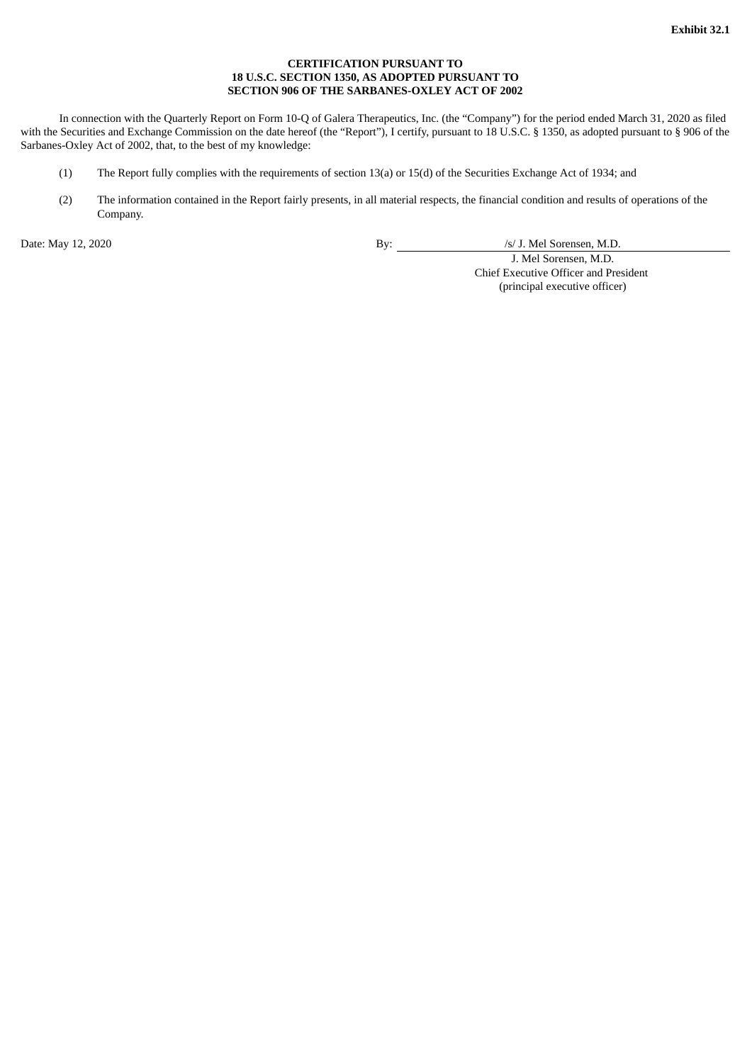**Exhibit 32.1**

**CERTIFICATION PURSUANT TO
18 U.S.C. SECTION 1350, AS ADOPTED PURSUANT TO
SECTION 906 OF THE SARBANES-OXLEY ACT OF 2002**

In connection with the Quarterly Report on Form 10-Q of Galera Therapeutics, Inc. (the "Company") for the period ended March 31, 2020 as filed with the Securities and Exchange Commission on the date hereof (the "Report"), I certify, pursuant to 18 U.S.C. § 1350, as adopted pursuant to § 906 of the Sarbanes-Oxley Act of 2002, that, to the best of my knowledge:

(1) The Report fully complies with the requirements of section 13(a) or 15(d) of the Securities Exchange Act of 1934; and

(2) The information contained in the Report fairly presents, in all material respects, the financial condition and results of operations of the Company.

Date: May 12, 2020

By: /s/ J. Mel Sorensen, M.D.
J. Mel Sorensen, M.D.
Chief Executive Officer and President
(principal executive officer)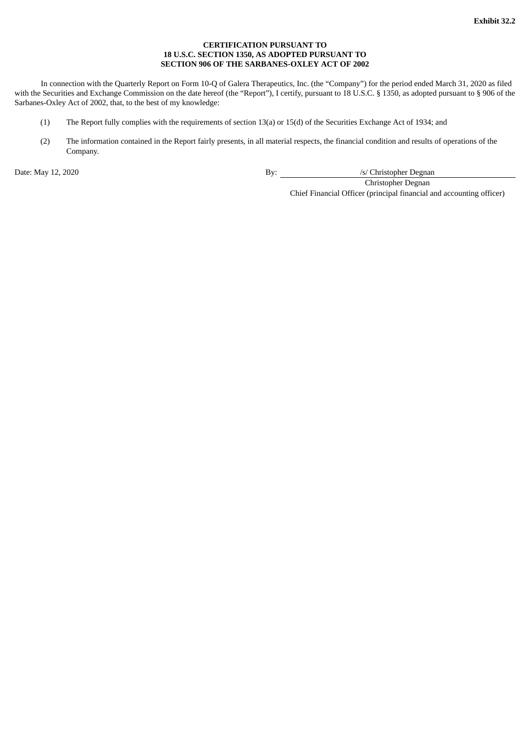**Exhibit 32.2**

**CERTIFICATION PURSUANT TO**
**18 U.S.C. SECTION 1350, AS ADOPTED PURSUANT TO**
**SECTION 906 OF THE SARBANES-OXLEY ACT OF 2002**

In connection with the Quarterly Report on Form 10-Q of Galera Therapeutics, Inc. (the "Company") for the period ended March 31, 2020 as filed with the Securities and Exchange Commission on the date hereof (the "Report"), I certify, pursuant to 18 U.S.C. § 1350, as adopted pursuant to § 906 of the Sarbanes-Oxley Act of 2002, that, to the best of my knowledge:

(1) The Report fully complies with the requirements of section 13(a) or 15(d) of the Securities Exchange Act of 1934; and

(2) The information contained in the Report fairly presents, in all material respects, the financial condition and results of operations of the Company.

Date: May 12, 2020

By: /s/ Christopher Degnan
Christopher Degnan
Chief Financial Officer (principal financial and accounting officer)